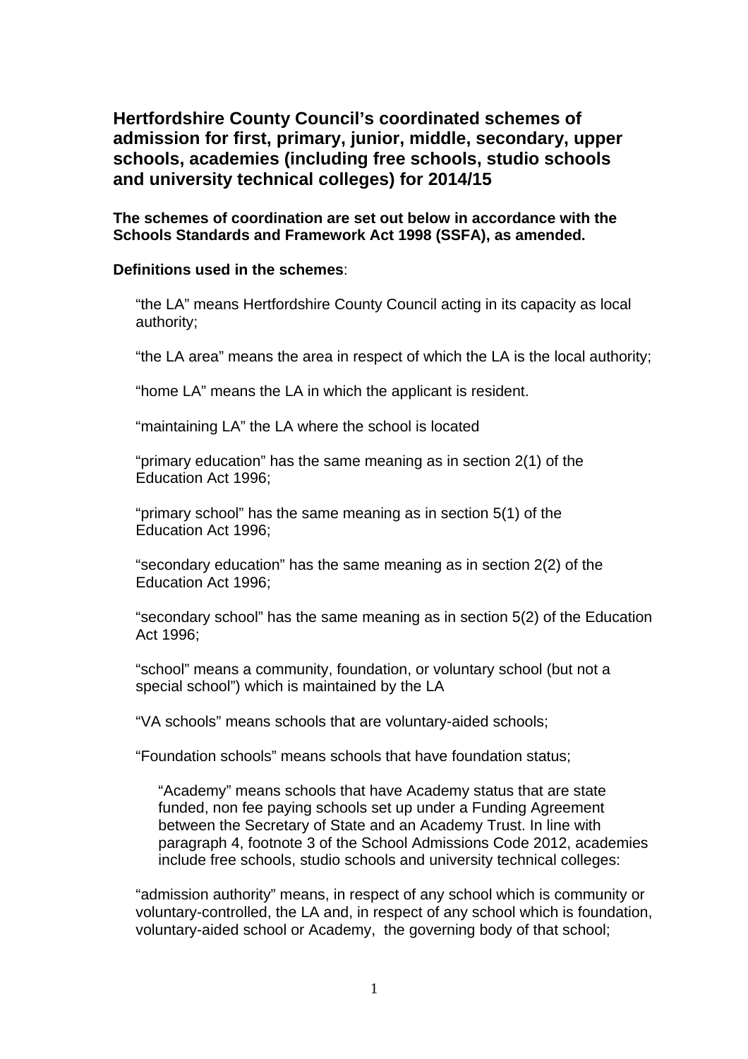# Hertfordshire County Council's coordinated schemes of admission for first, primary, junior, middle, secondary, upper schools, academies (including free schools, studio schools and university technical colleges) for 2014/15

**The schemes of coordination are set out below in accordance with the Schools Standards and Framework Act 1998 (SSFA), as amended.**

**Definitions used in the schemes**:

"the LA" means Hertfordshire County Council acting in its capacity as local authority;

"the LA area" means the area in respect of which the LA is the local authority;

"home LA" means the LA in which the applicant is resident.

"maintaining LA" the LA where the school is located

"primary education" has the same meaning as in section 2(1) of the Education Act 1996;

"primary school" has the same meaning as in section 5(1) of the Education Act 1996;

"secondary education" has the same meaning as in section 2(2) of the Education Act 1996;

"secondary school" has the same meaning as in section 5(2) of the Education Act 1996;

"school" means a community, foundation, or voluntary school (but not a special school") which is maintained by the LA

"VA schools" means schools that are voluntary-aided schools;

"Foundation schools" means schools that have foundation status;

"Academy" means schools that have Academy status that are state funded, non fee paying schools set up under a Funding Agreement between the Secretary of State and an Academy Trust. In line with paragraph 4, footnote 3 of the School Admissions Code 2012, academies include free schools, studio schools and university technical colleges:

"admission authority" means, in respect of any school which is community or voluntary-controlled, the LA and, in respect of any school which is foundation, voluntary-aided school or Academy, the governing body of that school;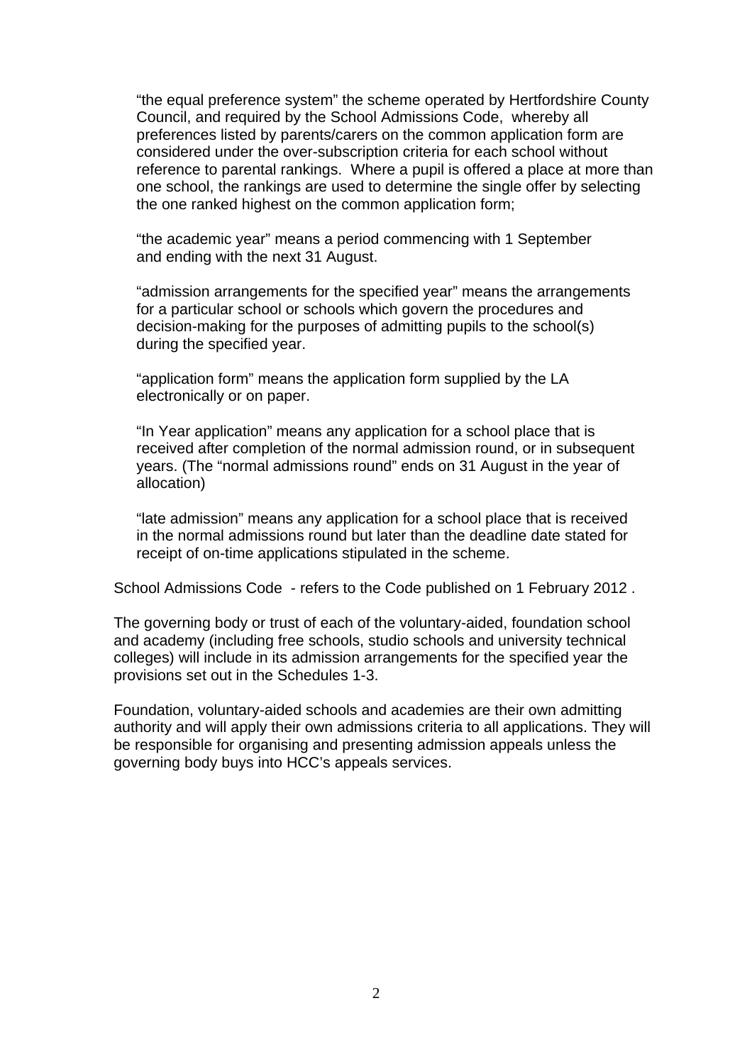"the equal preference system" the scheme operated by Hertfordshire County Council, and required by the School Admissions Code, whereby all preferences listed by parents/carers on the common application form are considered under the over-subscription criteria for each school without reference to parental rankings. Where a pupil is offered a place at more than one school, the rankings are used to determine the single offer by selecting the one ranked highest on the common application form;

"the academic year" means a period commencing with 1 September and ending with the next 31 August.

"admission arrangements for the specified year" means the arrangements for a particular school or schools which govern the procedures and decision-making for the purposes of admitting pupils to the school(s) during the specified year.

"application form" means the application form supplied by the LA electronically or on paper.

"In Year application" means any application for a school place that is received after completion of the normal admission round, or in subsequent years. (The "normal admissions round" ends on 31 August in the year of allocation)

"late admission" means any application for a school place that is received in the normal admissions round but later than the deadline date stated for receipt of on-time applications stipulated in the scheme.

School Admissions Code - refers to the Code published on 1 February 2012 .

The governing body or trust of each of the voluntary-aided, foundation school and academy (including free schools, studio schools and university technical colleges) will include in its admission arrangements for the specified year the provisions set out in the Schedules 1-3.

Foundation, voluntary-aided schools and academies are their own admitting authority and will apply their own admissions criteria to all applications. They will be responsible for organising and presenting admission appeals unless the governing body buys into HCC's appeals services.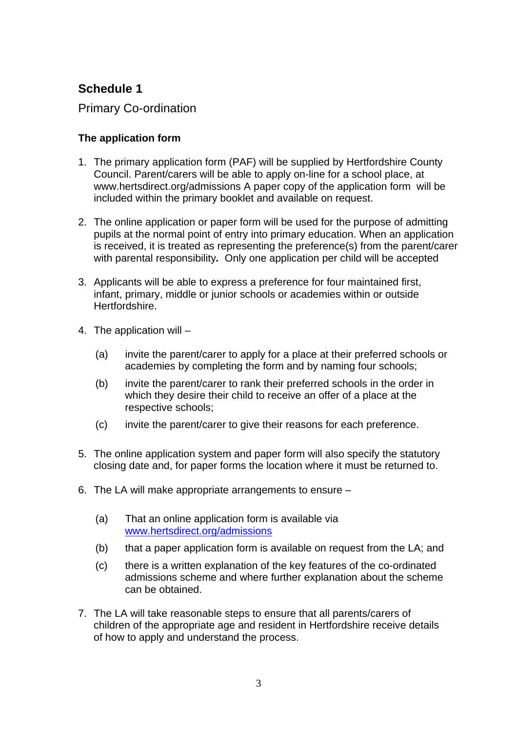# Schedule 1

## Primary Co-ordination

### The application form

1. The primary application form (PAF) will be supplied by Hertfordshire County Council. Parent/carers will be able to apply on-line for a school place, at www.hertsdirect.org/admissions A paper copy of the application form will be included within the primary booklet and available on request.

2. The online application or paper form will be used for the purpose of admitting pupils at the normal point of entry into primary education. When an application is received, it is treated as representing the preference(s) from the parent/carer with parental responsibility*.* Only one application per child will be accepted

3. Applicants will be able to express a preference for four maintained first, infant, primary, middle or junior schools or academies within or outside Hertfordshire.

4. The application will –

   (a) invite the parent/carer to apply for a place at their preferred schools or academies by completing the form and by naming four schools;

   (b) invite the parent/carer to rank their preferred schools in the order in which they desire their child to receive an offer of a place at the respective schools;

   (c) invite the parent/carer to give their reasons for each preference.

5. The online application system and paper form will also specify the statutory closing date and, for paper forms the location where it must be returned to.

6. The LA will make appropriate arrangements to ensure –

   (a) That an online application form is available via www.hertsdirect.org/admissions

   (b) that a paper application form is available on request from the LA; and

   (c) there is a written explanation of the key features of the co-ordinated admissions scheme and where further explanation about the scheme can be obtained.

7. The LA will take reasonable steps to ensure that all parents/carers of children of the appropriate age and resident in Hertfordshire receive details of how to apply and understand the process.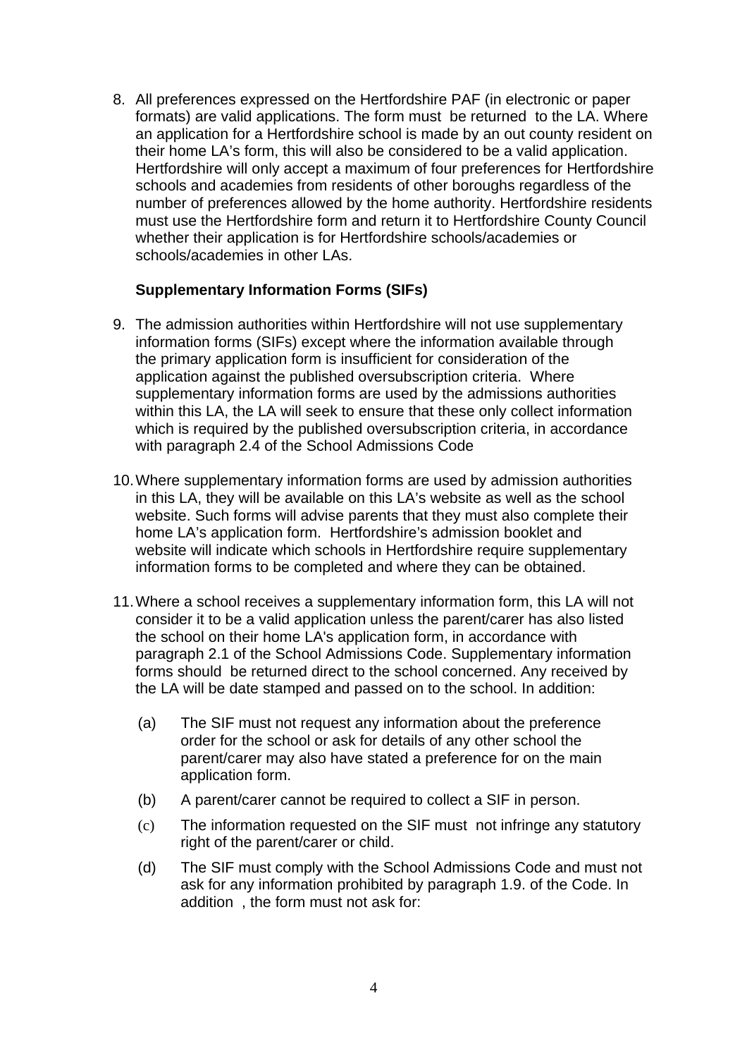8. All preferences expressed on the Hertfordshire PAF (in electronic or paper formats) are valid applications. The form must be returned to the LA. Where an application for a Hertfordshire school is made by an out county resident on their home LA's form, this will also be considered to be a valid application. Hertfordshire will only accept a maximum of four preferences for Hertfordshire schools and academies from residents of other boroughs regardless of the number of preferences allowed by the home authority. Hertfordshire residents must use the Hertfordshire form and return it to Hertfordshire County Council whether their application is for Hertfordshire schools/academies or schools/academies in other LAs.

**Supplementary Information Forms (SIFs)**

9. The admission authorities within Hertfordshire will not use supplementary information forms (SIFs) except where the information available through the primary application form is insufficient for consideration of the application against the published oversubscription criteria. Where supplementary information forms are used by the admissions authorities within this LA, the LA will seek to ensure that these only collect information which is required by the published oversubscription criteria, in accordance with paragraph 2.4 of the School Admissions Code

10. Where supplementary information forms are used by admission authorities in this LA, they will be available on this LA's website as well as the school website. Such forms will advise parents that they must also complete their home LA's application form. Hertfordshire's admission booklet and website will indicate which schools in Hertfordshire require supplementary information forms to be completed and where they can be obtained.

11. Where a school receives a supplementary information form, this LA will not consider it to be a valid application unless the parent/carer has also listed the school on their home LA's application form, in accordance with paragraph 2.1 of the School Admissions Code. Supplementary information forms should be returned direct to the school concerned. Any received by the LA will be date stamped and passed on to the school. In addition:

    (a) The SIF must not request any information about the preference order for the school or ask for details of any other school the parent/carer may also have stated a preference for on the main application form.

    (b) A parent/carer cannot be required to collect a SIF in person.

    (c) The information requested on the SIF must not infringe any statutory right of the parent/carer or child.

    (d) The SIF must comply with the School Admissions Code and must not ask for any information prohibited by paragraph 1.9. of the Code. In addition , the form must not ask for: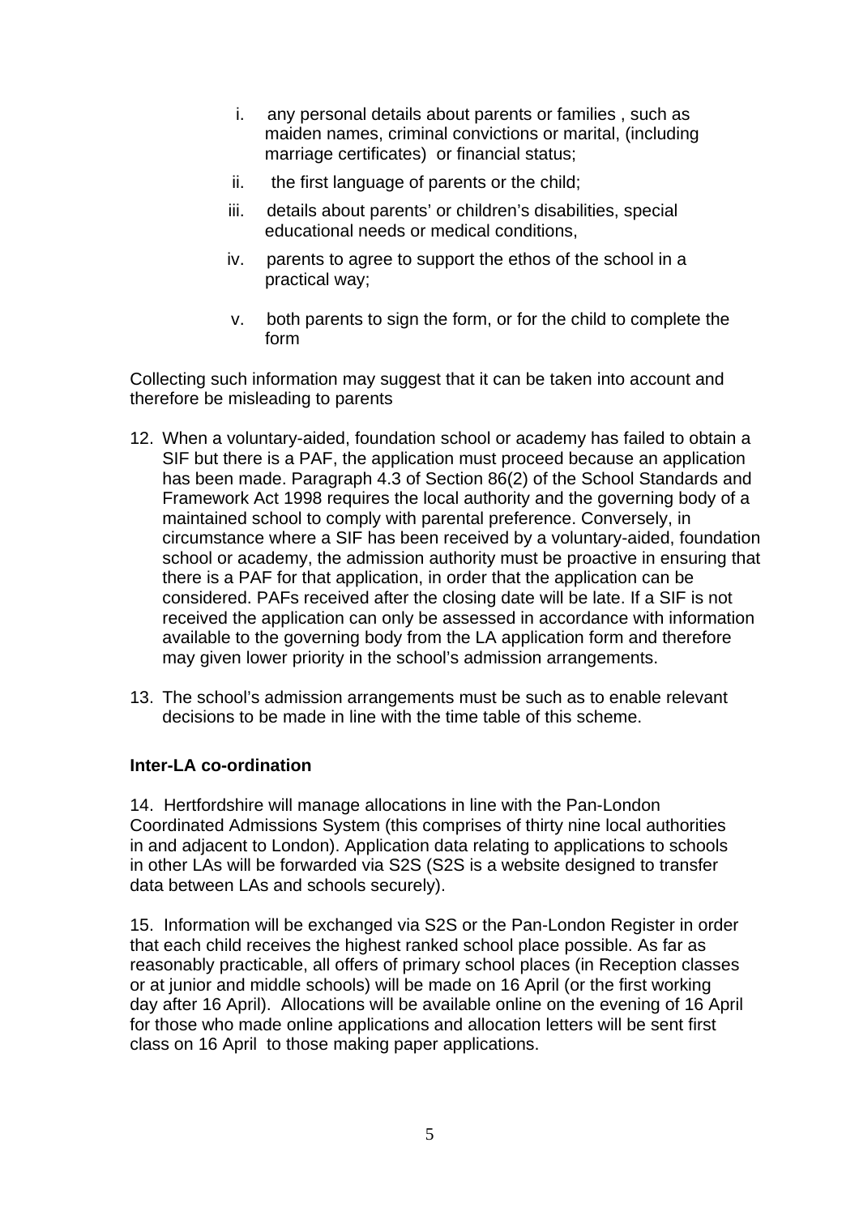i. any personal details about parents or families , such as maiden names, criminal convictions or marital, (including marriage certificates) or financial status;

ii. the first language of parents or the child;

iii. details about parents' or children's disabilities, special educational needs or medical conditions,

iv. parents to agree to support the ethos of the school in a practical way;

v. both parents to sign the form, or for the child to complete the form

Collecting such information may suggest that it can be taken into account and therefore be misleading to parents

12. When a voluntary-aided, foundation school or academy has failed to obtain a SIF but there is a PAF, the application must proceed because an application has been made. Paragraph 4.3 of Section 86(2) of the School Standards and Framework Act 1998 requires the local authority and the governing body of a maintained school to comply with parental preference. Conversely, in circumstance where a SIF has been received by a voluntary-aided, foundation school or academy, the admission authority must be proactive in ensuring that there is a PAF for that application, in order that the application can be considered. PAFs received after the closing date will be late. If a SIF is not received the application can only be assessed in accordance with information available to the governing body from the LA application form and therefore may given lower priority in the school's admission arrangements.

13. The school's admission arrangements must be such as to enable relevant decisions to be made in line with the time table of this scheme.

**Inter-LA co-ordination**

14. Hertfordshire will manage allocations in line with the Pan-London Coordinated Admissions System (this comprises of thirty nine local authorities in and adjacent to London). Application data relating to applications to schools in other LAs will be forwarded via S2S (S2S is a website designed to transfer data between LAs and schools securely).

15. Information will be exchanged via S2S or the Pan-London Register in order that each child receives the highest ranked school place possible. As far as reasonably practicable, all offers of primary school places (in Reception classes or at junior and middle schools) will be made on 16 April (or the first working day after 16 April). Allocations will be available online on the evening of 16 April for those who made online applications and allocation letters will be sent first class on 16 April to those making paper applications.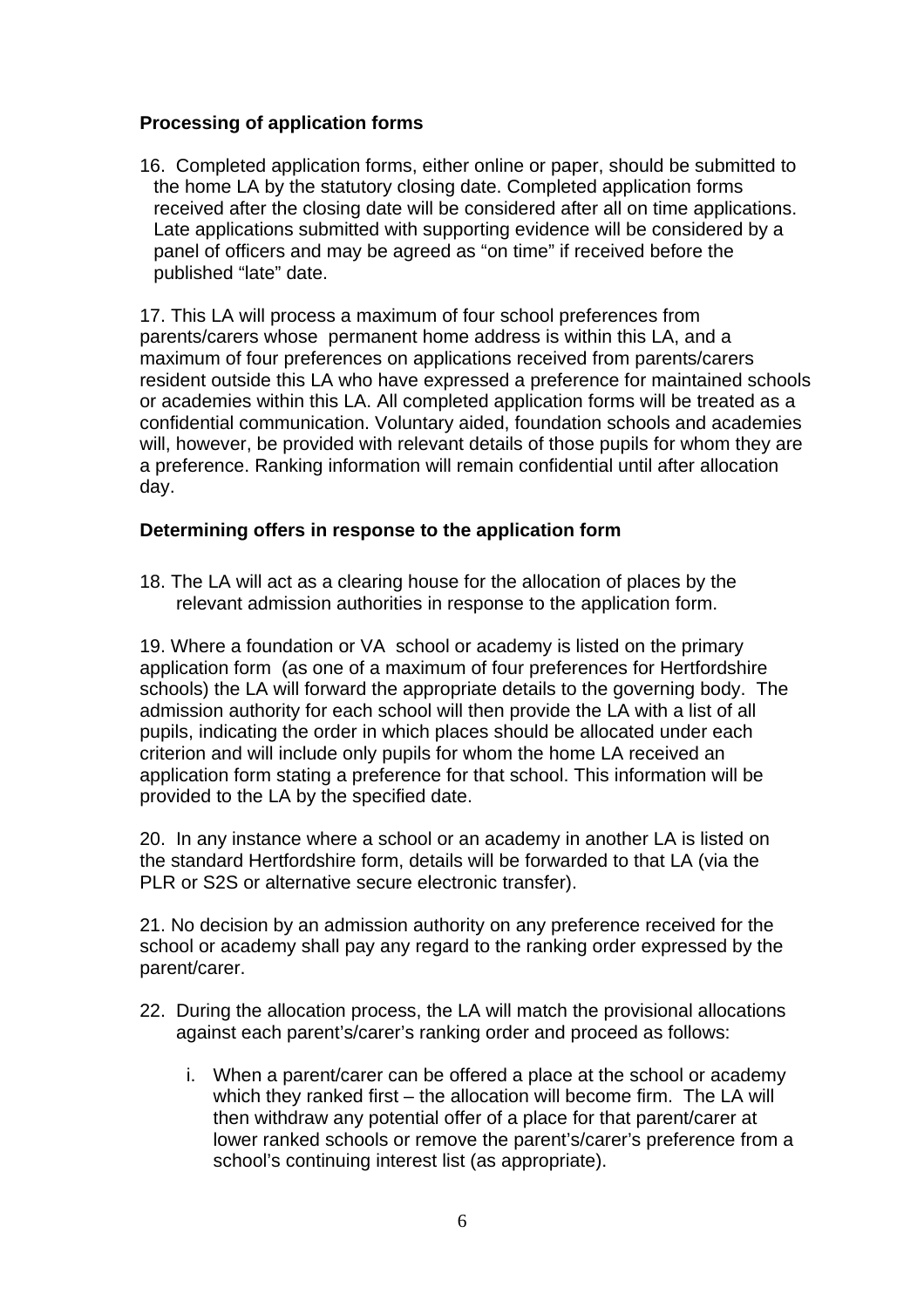### Processing of application forms

16. Completed application forms, either online or paper, should be submitted to the home LA by the statutory closing date. Completed application forms received after the closing date will be considered after all on time applications. Late applications submitted with supporting evidence will be considered by a panel of officers and may be agreed as "on time" if received before the published "late" date.

17. This LA will process a maximum of four school preferences from parents/carers whose permanent home address is within this LA, and a maximum of four preferences on applications received from parents/carers resident outside this LA who have expressed a preference for maintained schools or academies within this LA. All completed application forms will be treated as a confidential communication. Voluntary aided, foundation schools and academies will, however, be provided with relevant details of those pupils for whom they are a preference. Ranking information will remain confidential until after allocation day.

### Determining offers in response to the application form

18. The LA will act as a clearing house for the allocation of places by the relevant admission authorities in response to the application form.

19. Where a foundation or VA school or academy is listed on the primary application form (as one of a maximum of four preferences for Hertfordshire schools) the LA will forward the appropriate details to the governing body. The admission authority for each school will then provide the LA with a list of all pupils, indicating the order in which places should be allocated under each criterion and will include only pupils for whom the home LA received an application form stating a preference for that school. This information will be provided to the LA by the specified date.

20. In any instance where a school or an academy in another LA is listed on the standard Hertfordshire form, details will be forwarded to that LA (via the PLR or S2S or alternative secure electronic transfer).

21. No decision by an admission authority on any preference received for the school or academy shall pay any regard to the ranking order expressed by the parent/carer.

22. During the allocation process, the LA will match the provisional allocations against each parent's/carer's ranking order and proceed as follows:

    i. When a parent/carer can be offered a place at the school or academy which they ranked first – the allocation will become firm. The LA will then withdraw any potential offer of a place for that parent/carer at lower ranked schools or remove the parent's/carer's preference from a school's continuing interest list (as appropriate).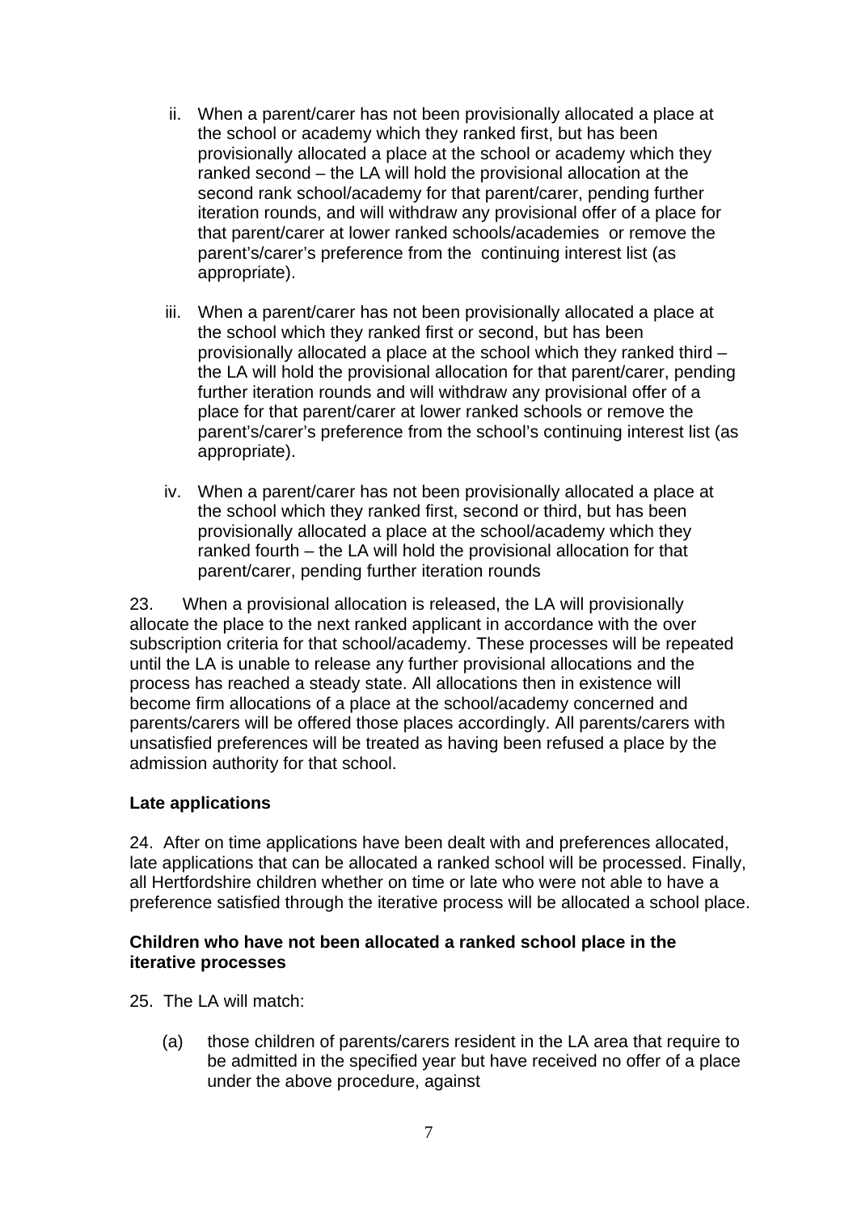ii. When a parent/carer has not been provisionally allocated a place at the school or academy which they ranked first, but has been provisionally allocated a place at the school or academy which they ranked second – the LA will hold the provisional allocation at the second rank school/academy for that parent/carer, pending further iteration rounds, and will withdraw any provisional offer of a place for that parent/carer at lower ranked schools/academies or remove the parent's/carer's preference from the continuing interest list (as appropriate).

iii. When a parent/carer has not been provisionally allocated a place at the school which they ranked first or second, but has been provisionally allocated a place at the school which they ranked third – the LA will hold the provisional allocation for that parent/carer, pending further iteration rounds and will withdraw any provisional offer of a place for that parent/carer at lower ranked schools or remove the parent's/carer's preference from the school's continuing interest list (as appropriate).

iv. When a parent/carer has not been provisionally allocated a place at the school which they ranked first, second or third, but has been provisionally allocated a place at the school/academy which they ranked fourth – the LA will hold the provisional allocation for that parent/carer, pending further iteration rounds

23. When a provisional allocation is released, the LA will provisionally allocate the place to the next ranked applicant in accordance with the over subscription criteria for that school/academy. These processes will be repeated until the LA is unable to release any further provisional allocations and the process has reached a steady state. All allocations then in existence will become firm allocations of a place at the school/academy concerned and parents/carers will be offered those places accordingly. All parents/carers with unsatisfied preferences will be treated as having been refused a place by the admission authority for that school.

**Late applications**

24. After on time applications have been dealt with and preferences allocated, late applications that can be allocated a ranked school will be processed. Finally, all Hertfordshire children whether on time or late who were not able to have a preference satisfied through the iterative process will be allocated a school place.

**Children who have not been allocated a ranked school place in the iterative processes**

25. The LA will match:

(a) those children of parents/carers resident in the LA area that require to be admitted in the specified year but have received no offer of a place under the above procedure, against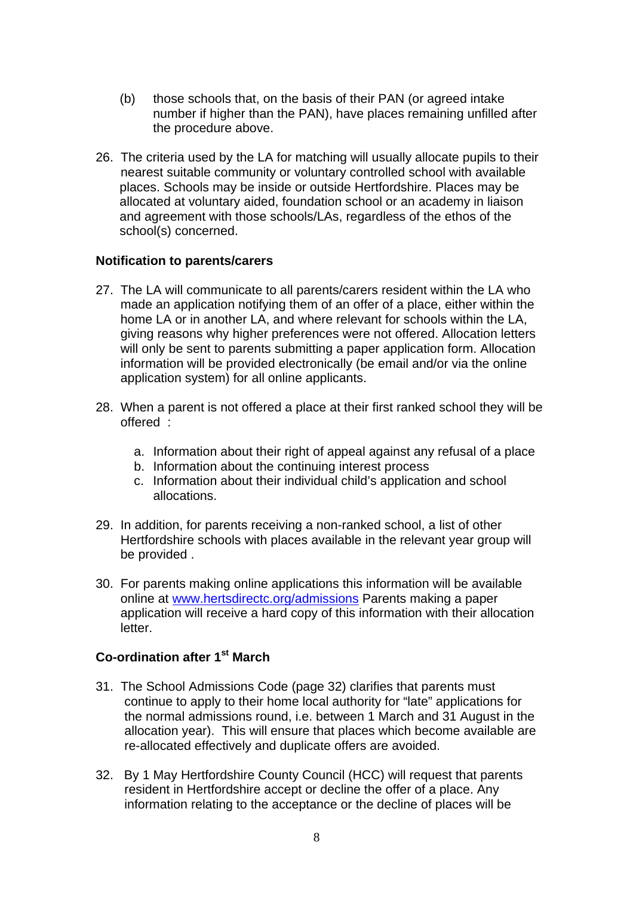(b) those schools that, on the basis of their PAN (or agreed intake number if higher than the PAN), have places remaining unfilled after the procedure above.

26. The criteria used by the LA for matching will usually allocate pupils to their nearest suitable community or voluntary controlled school with available places. Schools may be inside or outside Hertfordshire. Places may be allocated at voluntary aided, foundation school or an academy in liaison and agreement with those schools/LAs, regardless of the ethos of the school(s) concerned.

**Notification to parents/carers**

27. The LA will communicate to all parents/carers resident within the LA who made an application notifying them of an offer of a place, either within the home LA or in another LA, and where relevant for schools within the LA, giving reasons why higher preferences were not offered. Allocation letters will only be sent to parents submitting a paper application form. Allocation information will be provided electronically (be email and/or via the online application system) for all online applicants.

28. When a parent is not offered a place at their first ranked school they will be offered :

    a. Information about their right of appeal against any refusal of a place
    b. Information about the continuing interest process
    c. Information about their individual child's application and school allocations.

29. In addition, for parents receiving a non-ranked school, a list of other Hertfordshire schools with places available in the relevant year group will be provided .

30. For parents making online applications this information will be available online at [www.hertsdirectc.org/admissions](www.hertsdirectc.org/admissions) Parents making a paper application will receive a hard copy of this information with their allocation letter.

**Co-ordination after 1st March**

31. The School Admissions Code (page 32) clarifies that parents must continue to apply to their home local authority for "late" applications for the normal admissions round, i.e. between 1 March and 31 August in the allocation year). This will ensure that places which become available are re-allocated effectively and duplicate offers are avoided.

32. By 1 May Hertfordshire County Council (HCC) will request that parents resident in Hertfordshire accept or decline the offer of a place. Any information relating to the acceptance or the decline of places will be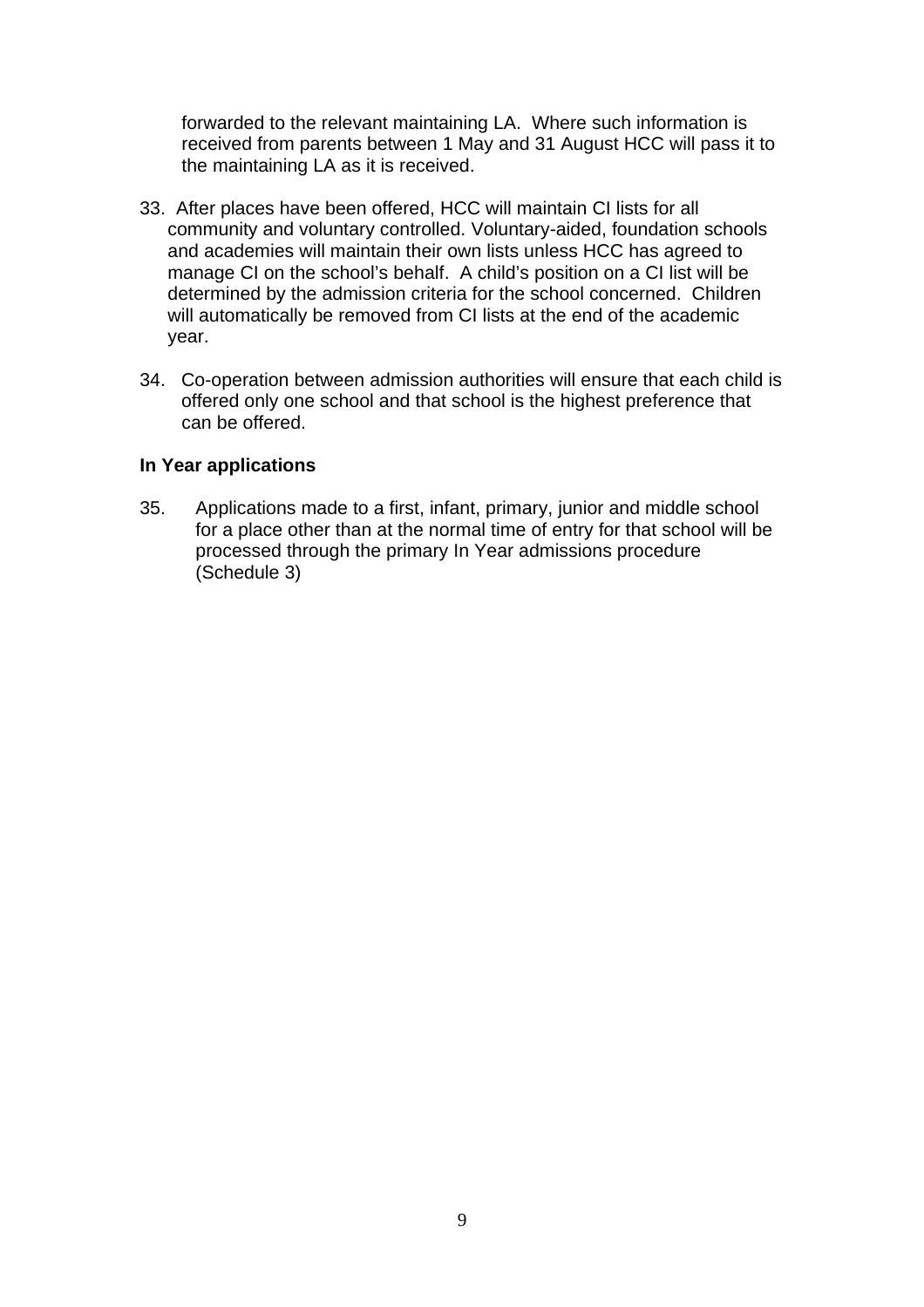forwarded to the relevant maintaining LA. Where such information is received from parents between 1 May and 31 August HCC will pass it to the maintaining LA as it is received.

33. After places have been offered, HCC will maintain CI lists for all community and voluntary controlled. Voluntary-aided, foundation schools and academies will maintain their own lists unless HCC has agreed to manage CI on the school's behalf. A child's position on a CI list will be determined by the admission criteria for the school concerned. Children will automatically be removed from CI lists at the end of the academic year.

34. Co-operation between admission authorities will ensure that each child is offered only one school and that school is the highest preference that can be offered.

**In Year applications**

35. Applications made to a first, infant, primary, junior and middle school for a place other than at the normal time of entry for that school will be processed through the primary In Year admissions procedure (Schedule 3)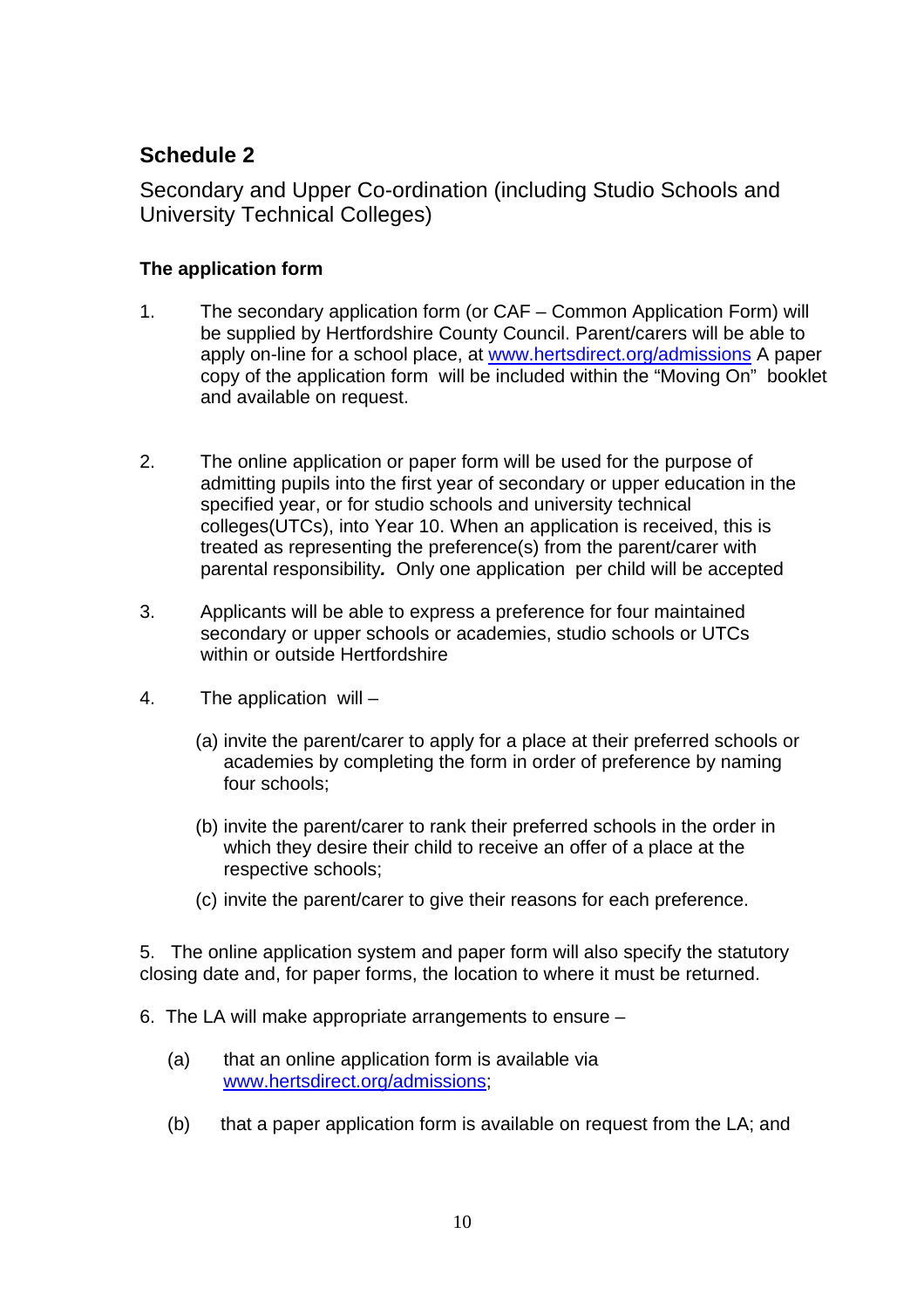## Schedule 2

Secondary and Upper Co-ordination (including Studio Schools and University Technical Colleges)

**The application form**

1. The secondary application form (or CAF – Common Application Form) will be supplied by Hertfordshire County Council. Parent/carers will be able to apply on-line for a school place, at [www.hertsdirect.org/admissions](http://www.hertsdirect.org/admissions) A paper copy of the application form will be included within the "Moving On" booklet and available on request.

2. The online application or paper form will be used for the purpose of admitting pupils into the first year of secondary or upper education in the specified year, or for studio schools and university technical colleges(UTCs), into Year 10. When an application is received, this is treated as representing the preference(s) from the parent/carer with parental responsibility*.* Only one application per child will be accepted

3. Applicants will be able to express a preference for four maintained secondary or upper schools or academies, studio schools or UTCs within or outside Hertfordshire

4. The application will –

   (a) invite the parent/carer to apply for a place at their preferred schools or academies by completing the form in order of preference by naming four schools;

   (b) invite the parent/carer to rank their preferred schools in the order in which they desire their child to receive an offer of a place at the respective schools;

   (c) invite the parent/carer to give their reasons for each preference.

5. The online application system and paper form will also specify the statutory closing date and, for paper forms, the location to where it must be returned.

6. The LA will make appropriate arrangements to ensure –

   (a) that an online application form is available via [www.hertsdirect.org/admissions](http://www.hertsdirect.org/admissions);

   (b) that a paper application form is available on request from the LA; and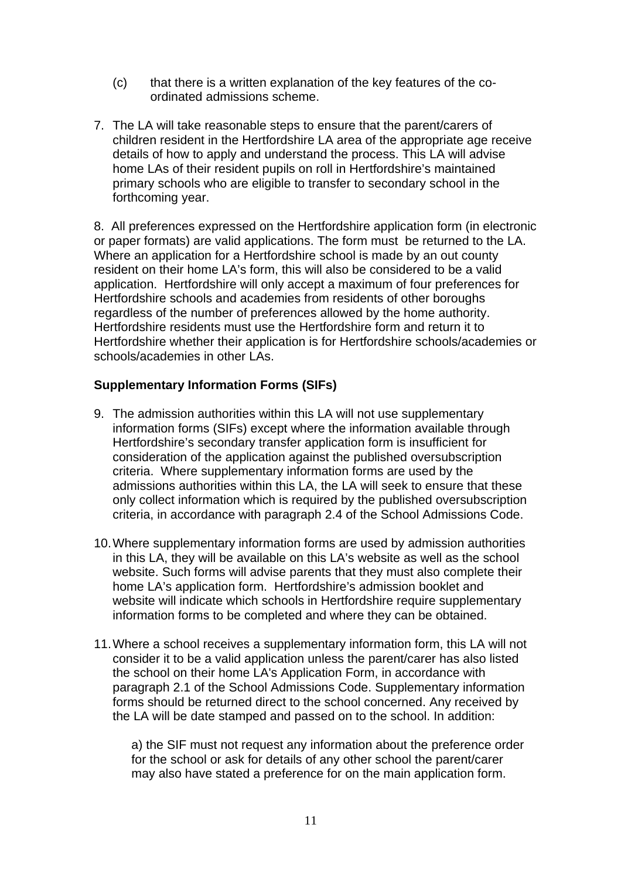(c) that there is a written explanation of the key features of the co-ordinated admissions scheme.

7. The LA will take reasonable steps to ensure that the parent/carers of children resident in the Hertfordshire LA area of the appropriate age receive details of how to apply and understand the process. This LA will advise home LAs of their resident pupils on roll in Hertfordshire's maintained primary schools who are eligible to transfer to secondary school in the forthcoming year.

8. All preferences expressed on the Hertfordshire application form (in electronic or paper formats) are valid applications. The form must be returned to the LA. Where an application for a Hertfordshire school is made by an out county resident on their home LA's form, this will also be considered to be a valid application. Hertfordshire will only accept a maximum of four preferences for Hertfordshire schools and academies from residents of other boroughs regardless of the number of preferences allowed by the home authority. Hertfordshire residents must use the Hertfordshire form and return it to Hertfordshire whether their application is for Hertfordshire schools/academies or schools/academies in other LAs.

**Supplementary Information Forms (SIFs)**

9. The admission authorities within this LA will not use supplementary information forms (SIFs) except where the information available through Hertfordshire's secondary transfer application form is insufficient for consideration of the application against the published oversubscription criteria. Where supplementary information forms are used by the admissions authorities within this LA, the LA will seek to ensure that these only collect information which is required by the published oversubscription criteria, in accordance with paragraph 2.4 of the School Admissions Code.

10. Where supplementary information forms are used by admission authorities in this LA, they will be available on this LA's website as well as the school website. Such forms will advise parents that they must also complete their home LA's application form. Hertfordshire's admission booklet and website will indicate which schools in Hertfordshire require supplementary information forms to be completed and where they can be obtained.

11. Where a school receives a supplementary information form, this LA will not consider it to be a valid application unless the parent/carer has also listed the school on their home LA's Application Form, in accordance with paragraph 2.1 of the School Admissions Code. Supplementary information forms should be returned direct to the school concerned. Any received by the LA will be date stamped and passed on to the school. In addition:

    a) the SIF must not request any information about the preference order for the school or ask for details of any other school the parent/carer may also have stated a preference for on the main application form.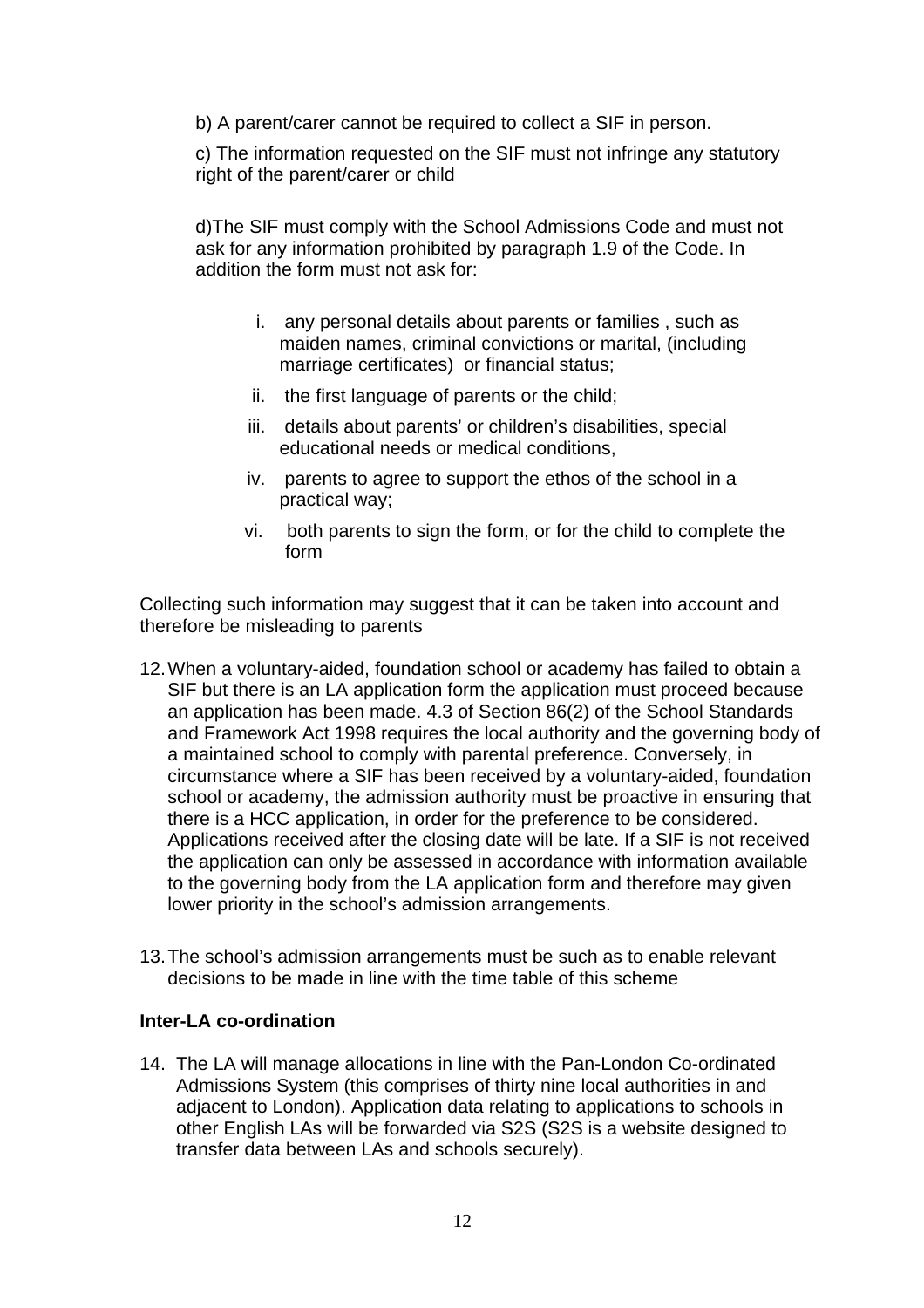b) A parent/carer cannot be required to collect a SIF in person.

c) The information requested on the SIF must not infringe any statutory right of the parent/carer or child

d)The SIF must comply with the School Admissions Code and must not ask for any information prohibited by paragraph 1.9 of the Code. In addition the form must not ask for:

i. any personal details about parents or families , such as maiden names, criminal convictions or marital, (including marriage certificates) or financial status;

ii. the first language of parents or the child;

iii. details about parents' or children's disabilities, special educational needs or medical conditions,

iv. parents to agree to support the ethos of the school in a practical way;

vi. both parents to sign the form, or for the child to complete the form

Collecting such information may suggest that it can be taken into account and therefore be misleading to parents

12. When a voluntary-aided, foundation school or academy has failed to obtain a SIF but there is an LA application form the application must proceed because an application has been made. 4.3 of Section 86(2) of the School Standards and Framework Act 1998 requires the local authority and the governing body of a maintained school to comply with parental preference. Conversely, in circumstance where a SIF has been received by a voluntary-aided, foundation school or academy, the admission authority must be proactive in ensuring that there is a HCC application, in order for the preference to be considered. Applications received after the closing date will be late. If a SIF is not received the application can only be assessed in accordance with information available to the governing body from the LA application form and therefore may given lower priority in the school's admission arrangements.

13. The school's admission arrangements must be such as to enable relevant decisions to be made in line with the time table of this scheme

**Inter-LA co-ordination**

14. The LA will manage allocations in line with the Pan-London Co-ordinated Admissions System (this comprises of thirty nine local authorities in and adjacent to London). Application data relating to applications to schools in other English LAs will be forwarded via S2S (S2S is a website designed to transfer data between LAs and schools securely).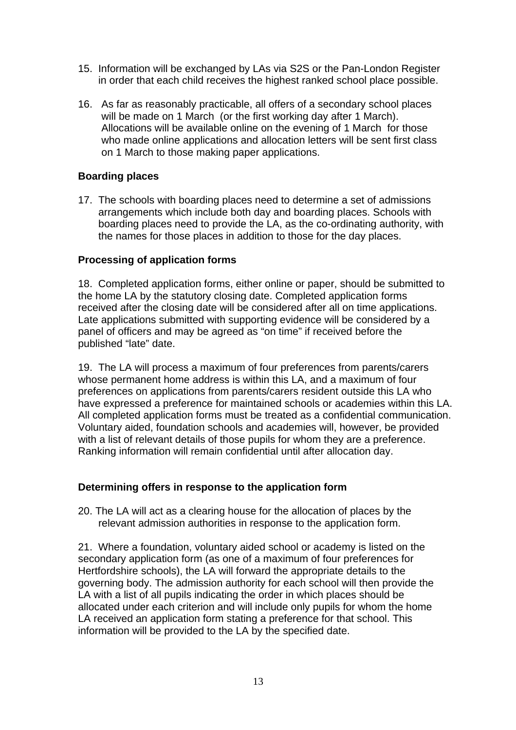15. Information will be exchanged by LAs via S2S or the Pan-London Register in order that each child receives the highest ranked school place possible.

16. As far as reasonably practicable, all offers of a secondary school places will be made on 1 March (or the first working day after 1 March). Allocations will be available online on the evening of 1 March for those who made online applications and allocation letters will be sent first class on 1 March to those making paper applications.

**Boarding places**

17. The schools with boarding places need to determine a set of admissions arrangements which include both day and boarding places. Schools with boarding places need to provide the LA, as the co-ordinating authority, with the names for those places in addition to those for the day places.

**Processing of application forms**

18. Completed application forms, either online or paper, should be submitted to the home LA by the statutory closing date. Completed application forms received after the closing date will be considered after all on time applications. Late applications submitted with supporting evidence will be considered by a panel of officers and may be agreed as "on time" if received before the published "late" date.

19. The LA will process a maximum of four preferences from parents/carers whose permanent home address is within this LA, and a maximum of four preferences on applications from parents/carers resident outside this LA who have expressed a preference for maintained schools or academies within this LA. All completed application forms must be treated as a confidential communication. Voluntary aided, foundation schools and academies will, however, be provided with a list of relevant details of those pupils for whom they are a preference. Ranking information will remain confidential until after allocation day.

**Determining offers in response to the application form**

20. The LA will act as a clearing house for the allocation of places by the relevant admission authorities in response to the application form.

21. Where a foundation, voluntary aided school or academy is listed on the secondary application form (as one of a maximum of four preferences for Hertfordshire schools), the LA will forward the appropriate details to the governing body. The admission authority for each school will then provide the LA with a list of all pupils indicating the order in which places should be allocated under each criterion and will include only pupils for whom the home LA received an application form stating a preference for that school. This information will be provided to the LA by the specified date.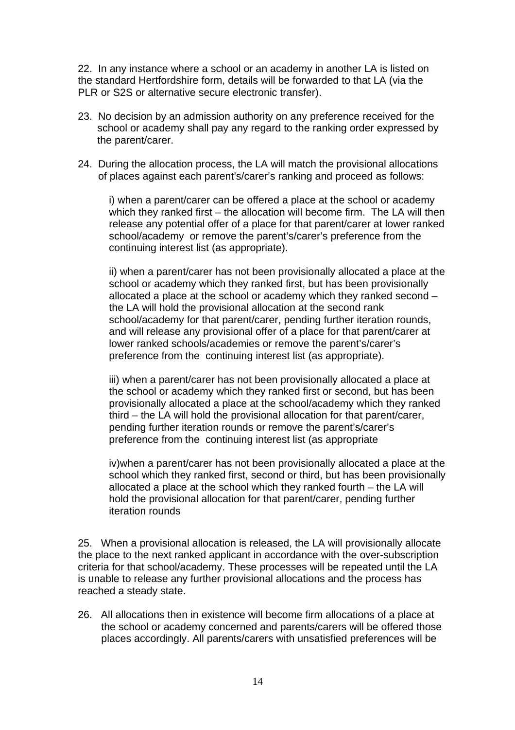22. In any instance where a school or an academy in another LA is listed on the standard Hertfordshire form, details will be forwarded to that LA (via the PLR or S2S or alternative secure electronic transfer).

23. No decision by an admission authority on any preference received for the school or academy shall pay any regard to the ranking order expressed by the parent/carer.

24. During the allocation process, the LA will match the provisional allocations of places against each parent's/carer's ranking and proceed as follows:

    i) when a parent/carer can be offered a place at the school or academy which they ranked first – the allocation will become firm. The LA will then release any potential offer of a place for that parent/carer at lower ranked school/academy or remove the parent's/carer's preference from the continuing interest list (as appropriate).

    ii) when a parent/carer has not been provisionally allocated a place at the school or academy which they ranked first, but has been provisionally allocated a place at the school or academy which they ranked second – the LA will hold the provisional allocation at the second rank school/academy for that parent/carer, pending further iteration rounds, and will release any provisional offer of a place for that parent/carer at lower ranked schools/academies or remove the parent's/carer's preference from the continuing interest list (as appropriate).

    iii) when a parent/carer has not been provisionally allocated a place at the school or academy which they ranked first or second, but has been provisionally allocated a place at the school/academy which they ranked third – the LA will hold the provisional allocation for that parent/carer, pending further iteration rounds or remove the parent's/carer's preference from the continuing interest list (as appropriate

    iv)when a parent/carer has not been provisionally allocated a place at the school which they ranked first, second or third, but has been provisionally allocated a place at the school which they ranked fourth – the LA will hold the provisional allocation for that parent/carer, pending further iteration rounds

25. When a provisional allocation is released, the LA will provisionally allocate the place to the next ranked applicant in accordance with the over-subscription criteria for that school/academy. These processes will be repeated until the LA is unable to release any further provisional allocations and the process has reached a steady state.

26. All allocations then in existence will become firm allocations of a place at the school or academy concerned and parents/carers will be offered those places accordingly. All parents/carers with unsatisfied preferences will be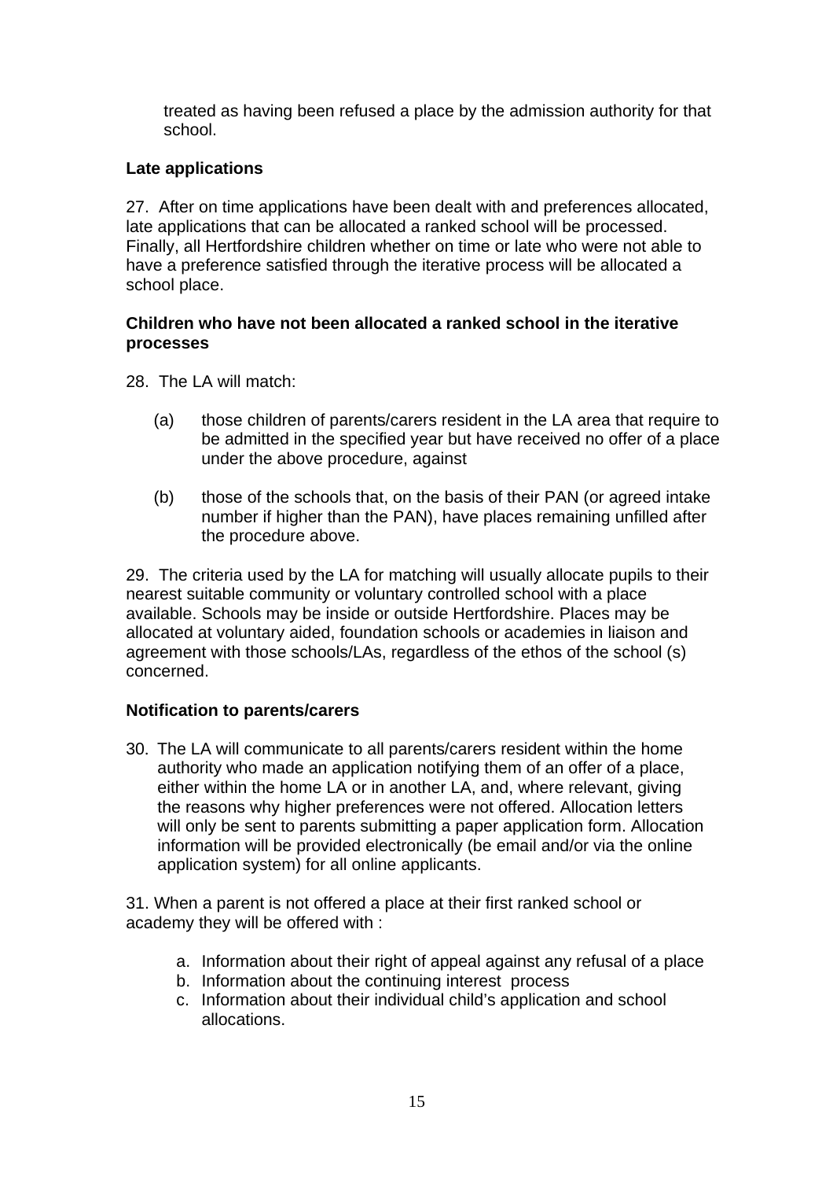treated as having been refused a place by the admission authority for that school.

**Late applications**

27. After on time applications have been dealt with and preferences allocated, late applications that can be allocated a ranked school will be processed. Finally, all Hertfordshire children whether on time or late who were not able to have a preference satisfied through the iterative process will be allocated a school place.

**Children who have not been allocated a ranked school in the iterative processes**

28. The LA will match:

(a) those children of parents/carers resident in the LA area that require to be admitted in the specified year but have received no offer of a place under the above procedure, against

(b) those of the schools that, on the basis of their PAN (or agreed intake number if higher than the PAN), have places remaining unfilled after the procedure above.

29. The criteria used by the LA for matching will usually allocate pupils to their nearest suitable community or voluntary controlled school with a place available. Schools may be inside or outside Hertfordshire. Places may be allocated at voluntary aided, foundation schools or academies in liaison and agreement with those schools/LAs, regardless of the ethos of the school (s) concerned.

**Notification to parents/carers**

30. The LA will communicate to all parents/carers resident within the home authority who made an application notifying them of an offer of a place, either within the home LA or in another LA, and, where relevant, giving the reasons why higher preferences were not offered. Allocation letters will only be sent to parents submitting a paper application form. Allocation information will be provided electronically (be email and/or via the online application system) for all online applicants.

31. When a parent is not offered a place at their first ranked school or academy they will be offered with :

a. Information about their right of appeal against any refusal of a place
b. Information about the continuing interest process
c. Information about their individual child's application and school allocations.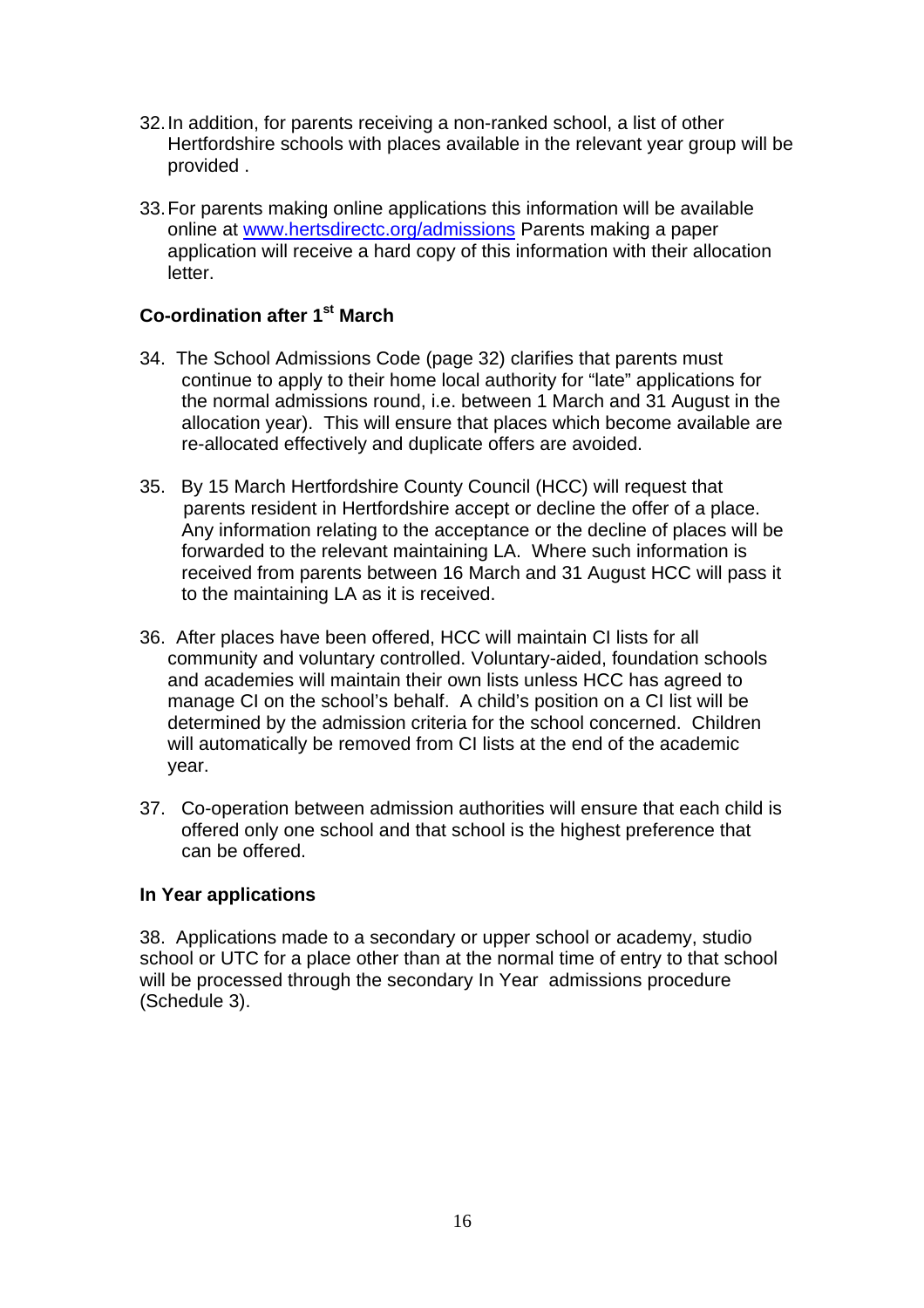32. In addition, for parents receiving a non-ranked school, a list of other Hertfordshire schools with places available in the relevant year group will be provided .

33. For parents making online applications this information will be available online at www.hertsdirectc.org/admissions Parents making a paper application will receive a hard copy of this information with their allocation letter.

**Co-ordination after 1st March**

34. The School Admissions Code (page 32) clarifies that parents must continue to apply to their home local authority for "late" applications for the normal admissions round, i.e. between 1 March and 31 August in the allocation year). This will ensure that places which become available are re-allocated effectively and duplicate offers are avoided.

35. By 15 March Hertfordshire County Council (HCC) will request that parents resident in Hertfordshire accept or decline the offer of a place. Any information relating to the acceptance or the decline of places will be forwarded to the relevant maintaining LA. Where such information is received from parents between 16 March and 31 August HCC will pass it to the maintaining LA as it is received.

36. After places have been offered, HCC will maintain CI lists for all community and voluntary controlled. Voluntary-aided, foundation schools and academies will maintain their own lists unless HCC has agreed to manage CI on the school's behalf. A child's position on a CI list will be determined by the admission criteria for the school concerned. Children will automatically be removed from CI lists at the end of the academic year.

37. Co-operation between admission authorities will ensure that each child is offered only one school and that school is the highest preference that can be offered.

**In Year applications**

38. Applications made to a secondary or upper school or academy, studio school or UTC for a place other than at the normal time of entry to that school will be processed through the secondary In Year admissions procedure (Schedule 3).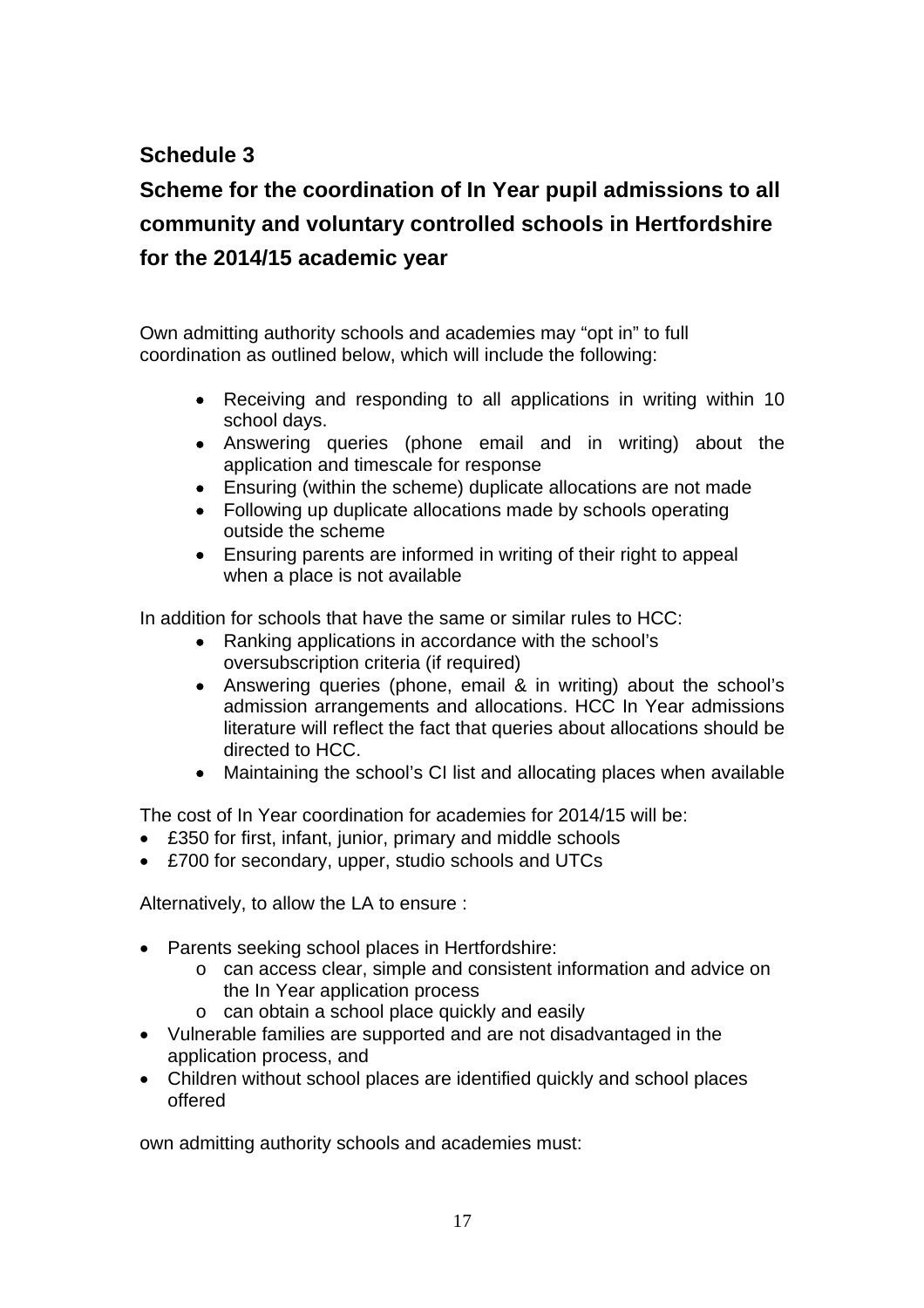## Schedule 3

## Scheme for the coordination of In Year pupil admissions to all community and voluntary controlled schools in Hertfordshire for the 2014/15 academic year

Own admitting authority schools and academies may "opt in" to full coordination as outlined below, which will include the following:

- Receiving and responding to all applications in writing within 10 school days.
- Answering queries (phone email and in writing) about the application and timescale for response
- Ensuring (within the scheme) duplicate allocations are not made
- Following up duplicate allocations made by schools operating outside the scheme
- Ensuring parents are informed in writing of their right to appeal when a place is not available

In addition for schools that have the same or similar rules to HCC:

- Ranking applications in accordance with the school's oversubscription criteria (if required)
- Answering queries (phone, email & in writing) about the school's admission arrangements and allocations. HCC In Year admissions literature will reflect the fact that queries about allocations should be directed to HCC.
- Maintaining the school's CI list and allocating places when available

The cost of In Year coordination for academies for 2014/15 will be:

- £350 for first, infant, junior, primary and middle schools
- £700 for secondary, upper, studio schools and UTCs

Alternatively, to allow the LA to ensure :

- Parents seeking school places in Hertfordshire:
  - can access clear, simple and consistent information and advice on the In Year application process
  - can obtain a school place quickly and easily
- Vulnerable families are supported and are not disadvantaged in the application process, and
- Children without school places are identified quickly and school places offered

own admitting authority schools and academies must: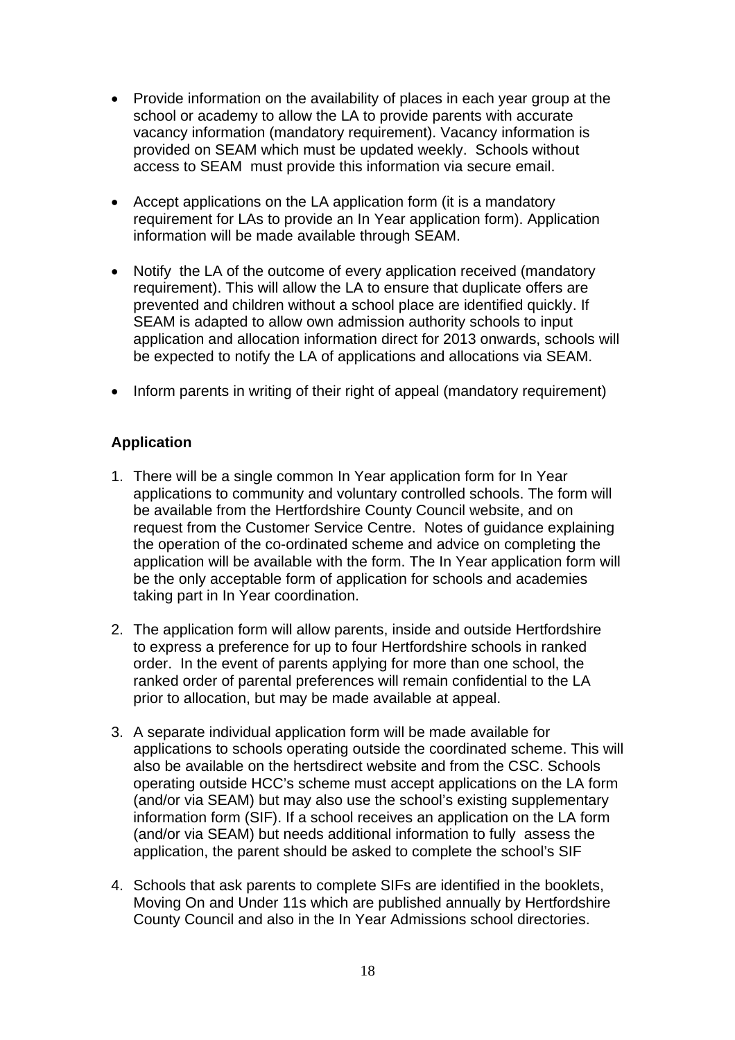- Provide information on the availability of places in each year group at the school or academy to allow the LA to provide parents with accurate vacancy information (mandatory requirement). Vacancy information is provided on SEAM which must be updated weekly. Schools without access to SEAM must provide this information via secure email.

- Accept applications on the LA application form (it is a mandatory requirement for LAs to provide an In Year application form). Application information will be made available through SEAM.

- Notify the LA of the outcome of every application received (mandatory requirement). This will allow the LA to ensure that duplicate offers are prevented and children without a school place are identified quickly. If SEAM is adapted to allow own admission authority schools to input application and allocation information direct for 2013 onwards, schools will be expected to notify the LA of applications and allocations via SEAM.

- Inform parents in writing of their right of appeal (mandatory requirement)

**Application**

1. There will be a single common In Year application form for In Year applications to community and voluntary controlled schools. The form will be available from the Hertfordshire County Council website, and on request from the Customer Service Centre. Notes of guidance explaining the operation of the co-ordinated scheme and advice on completing the application will be available with the form. The In Year application form will be the only acceptable form of application for schools and academies taking part in In Year coordination.

2. The application form will allow parents, inside and outside Hertfordshire to express a preference for up to four Hertfordshire schools in ranked order. In the event of parents applying for more than one school, the ranked order of parental preferences will remain confidential to the LA prior to allocation, but may be made available at appeal.

3. A separate individual application form will be made available for applications to schools operating outside the coordinated scheme. This will also be available on the hertsdirect website and from the CSC. Schools operating outside HCC's scheme must accept applications on the LA form (and/or via SEAM) but may also use the school's existing supplementary information form (SIF). If a school receives an application on the LA form (and/or via SEAM) but needs additional information to fully assess the application, the parent should be asked to complete the school's SIF

4. Schools that ask parents to complete SIFs are identified in the booklets, Moving On and Under 11s which are published annually by Hertfordshire County Council and also in the In Year Admissions school directories.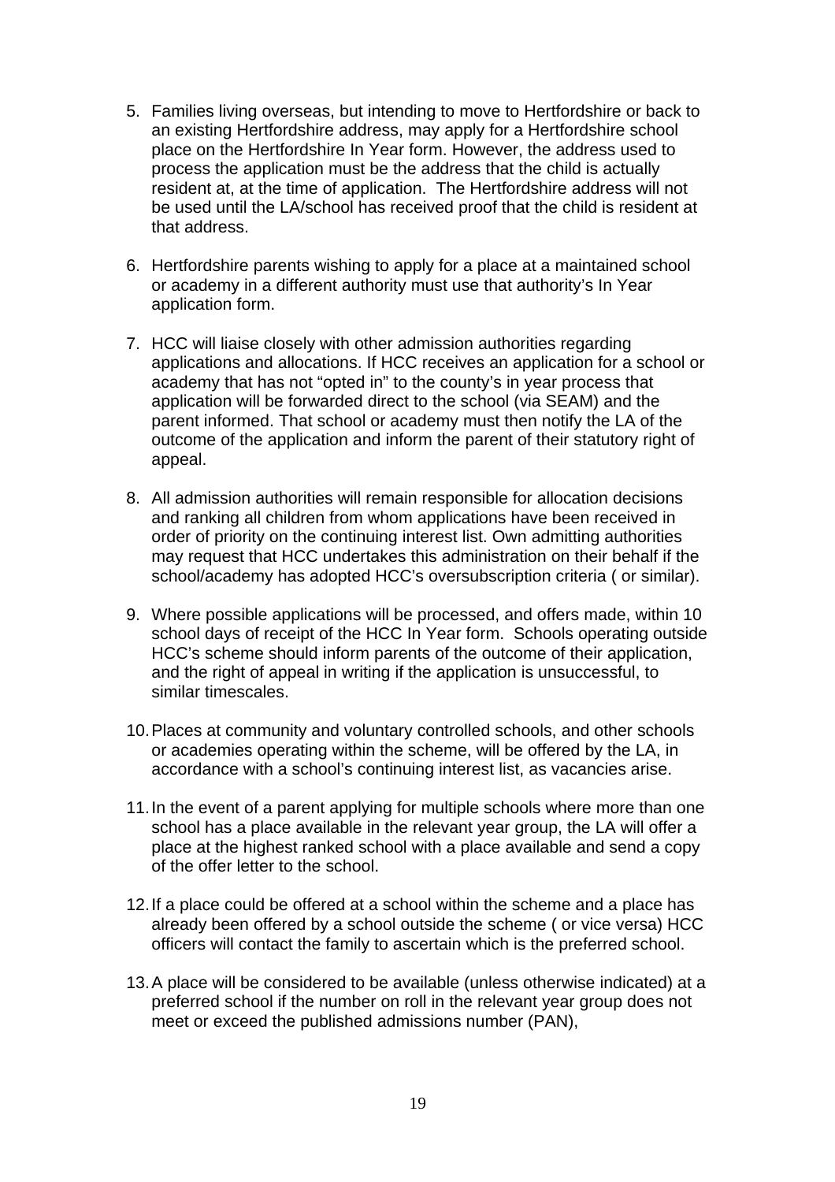5. Families living overseas, but intending to move to Hertfordshire or back to an existing Hertfordshire address, may apply for a Hertfordshire school place on the Hertfordshire In Year form. However, the address used to process the application must be the address that the child is actually resident at, at the time of application. The Hertfordshire address will not be used until the LA/school has received proof that the child is resident at that address.

6. Hertfordshire parents wishing to apply for a place at a maintained school or academy in a different authority must use that authority's In Year application form.

7. HCC will liaise closely with other admission authorities regarding applications and allocations. If HCC receives an application for a school or academy that has not "opted in" to the county's in year process that application will be forwarded direct to the school (via SEAM) and the parent informed. That school or academy must then notify the LA of the outcome of the application and inform the parent of their statutory right of appeal.

8. All admission authorities will remain responsible for allocation decisions and ranking all children from whom applications have been received in order of priority on the continuing interest list. Own admitting authorities may request that HCC undertakes this administration on their behalf if the school/academy has adopted HCC's oversubscription criteria ( or similar).

9. Where possible applications will be processed, and offers made, within 10 school days of receipt of the HCC In Year form. Schools operating outside HCC's scheme should inform parents of the outcome of their application, and the right of appeal in writing if the application is unsuccessful, to similar timescales.

10. Places at community and voluntary controlled schools, and other schools or academies operating within the scheme, will be offered by the LA, in accordance with a school's continuing interest list, as vacancies arise.

11. In the event of a parent applying for multiple schools where more than one school has a place available in the relevant year group, the LA will offer a place at the highest ranked school with a place available and send a copy of the offer letter to the school.

12. If a place could be offered at a school within the scheme and a place has already been offered by a school outside the scheme ( or vice versa) HCC officers will contact the family to ascertain which is the preferred school.

13. A place will be considered to be available (unless otherwise indicated) at a preferred school if the number on roll in the relevant year group does not meet or exceed the published admissions number (PAN),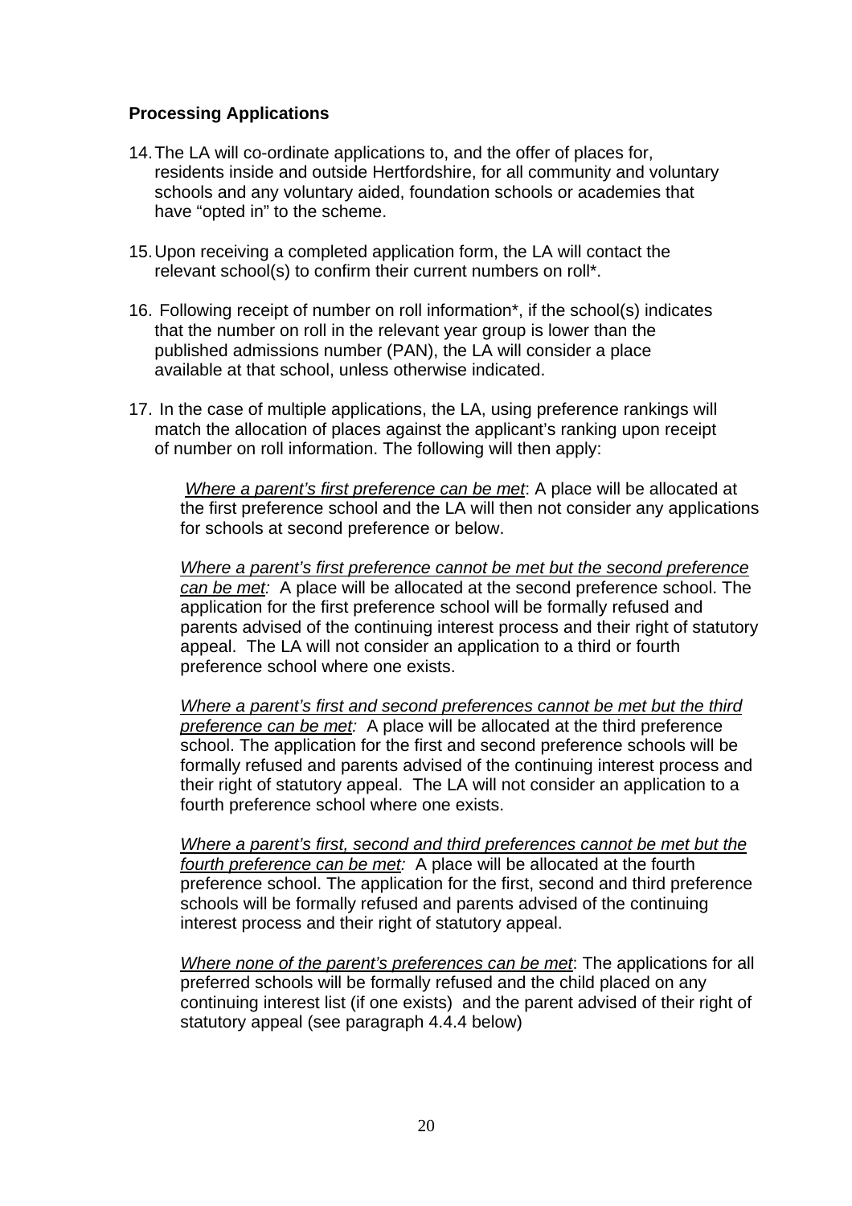**Processing Applications**

14. The LA will co-ordinate applications to, and the offer of places for, residents inside and outside Hertfordshire, for all community and voluntary schools and any voluntary aided, foundation schools or academies that have "opted in" to the scheme.

15. Upon receiving a completed application form, the LA will contact the relevant school(s) to confirm their current numbers on roll*.

16. Following receipt of number on roll information*, if the school(s) indicates that the number on roll in the relevant year group is lower than the published admissions number (PAN), the LA will consider a place available at that school, unless otherwise indicated.

17. In the case of multiple applications, the LA, using preference rankings will match the allocation of places against the applicant's ranking upon receipt of number on roll information. The following will then apply:

   _Where a parent's first preference can be met_: A place will be allocated at the first preference school and the LA will then not consider any applications for schools at second preference or below.

   _Where a parent's first preference cannot be met but the second preference can be met:_ A place will be allocated at the second preference school. The application for the first preference school will be formally refused and parents advised of the continuing interest process and their right of statutory appeal. The LA will not consider an application to a third or fourth preference school where one exists.

   _Where a parent's first and second preferences cannot be met but the third preference can be met:_ A place will be allocated at the third preference school. The application for the first and second preference schools will be formally refused and parents advised of the continuing interest process and their right of statutory appeal. The LA will not consider an application to a fourth preference school where one exists.

   _Where a parent's first, second and third preferences cannot be met but the fourth preference can be met:_ A place will be allocated at the fourth preference school. The application for the first, second and third preference schools will be formally refused and parents advised of the continuing interest process and their right of statutory appeal.

   _Where none of the parent's preferences can be met_: The applications for all preferred schools will be formally refused and the child placed on any continuing interest list (if one exists) and the parent advised of their right of statutory appeal (see paragraph 4.4.4 below)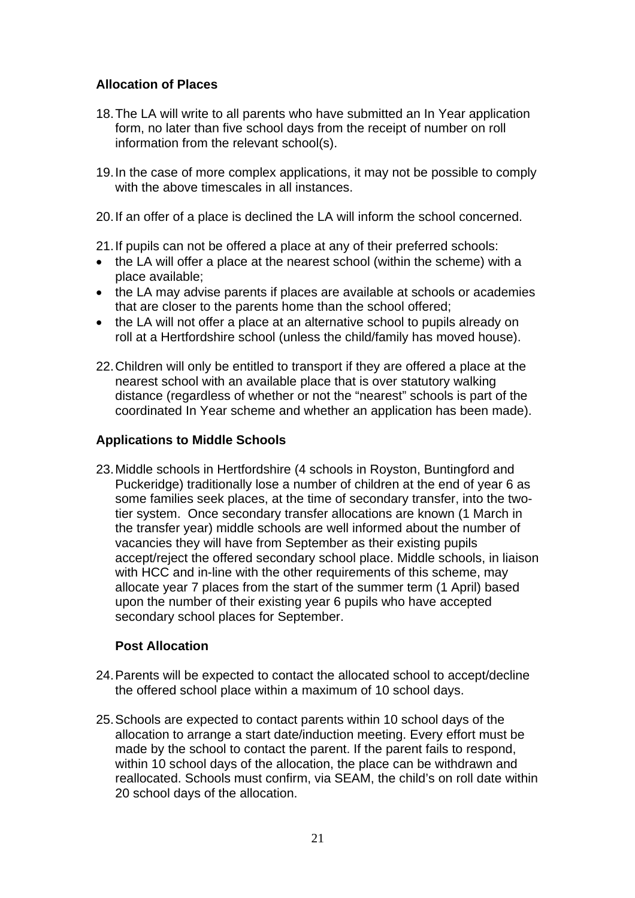### Allocation of Places

18. The LA will write to all parents who have submitted an In Year application form, no later than five school days from the receipt of number on roll information from the relevant school(s).

19. In the case of more complex applications, it may not be possible to comply with the above timescales in all instances.

20. If an offer of a place is declined the LA will inform the school concerned.

21. If pupils can not be offered a place at any of their preferred schools:

- the LA will offer a place at the nearest school (within the scheme) with a place available;
- the LA may advise parents if places are available at schools or academies that are closer to the parents home than the school offered;
- the LA will not offer a place at an alternative school to pupils already on roll at a Hertfordshire school (unless the child/family has moved house).

22. Children will only be entitled to transport if they are offered a place at the nearest school with an available place that is over statutory walking distance (regardless of whether or not the "nearest" schools is part of the coordinated In Year scheme and whether an application has been made).

### Applications to Middle Schools

23. Middle schools in Hertfordshire (4 schools in Royston, Buntingford and Puckeridge) traditionally lose a number of children at the end of year 6 as some families seek places, at the time of secondary transfer, into the two-tier system. Once secondary transfer allocations are known (1 March in the transfer year) middle schools are well informed about the number of vacancies they will have from September as their existing pupils accept/reject the offered secondary school place. Middle schools, in liaison with HCC and in-line with the other requirements of this scheme, may allocate year 7 places from the start of the summer term (1 April) based upon the number of their existing year 6 pupils who have accepted secondary school places for September.

### Post Allocation

24. Parents will be expected to contact the allocated school to accept/decline the offered school place within a maximum of 10 school days.

25. Schools are expected to contact parents within 10 school days of the allocation to arrange a start date/induction meeting. Every effort must be made by the school to contact the parent. If the parent fails to respond, within 10 school days of the allocation, the place can be withdrawn and reallocated. Schools must confirm, via SEAM, the child's on roll date within 20 school days of the allocation.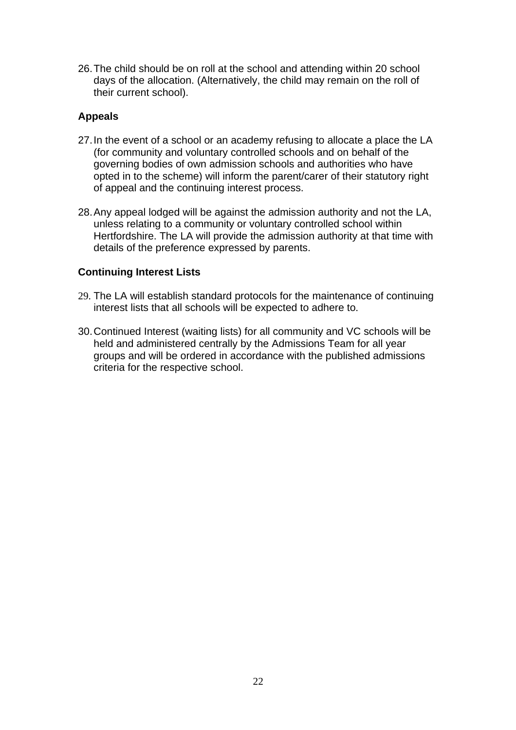26. The child should be on roll at the school and attending within 20 school days of the allocation. (Alternatively, the child may remain on the roll of their current school).

### Appeals

27. In the event of a school or an academy refusing to allocate a place the LA (for community and voluntary controlled schools and on behalf of the governing bodies of own admission schools and authorities who have opted in to the scheme) will inform the parent/carer of their statutory right of appeal and the continuing interest process.

28. Any appeal lodged will be against the admission authority and not the LA, unless relating to a community or voluntary controlled school within Hertfordshire. The LA will provide the admission authority at that time with details of the preference expressed by parents.

### Continuing Interest Lists

29. The LA will establish standard protocols for the maintenance of continuing interest lists that all schools will be expected to adhere to.

30. Continued Interest (waiting lists) for all community and VC schools will be held and administered centrally by the Admissions Team for all year groups and will be ordered in accordance with the published admissions criteria for the respective school.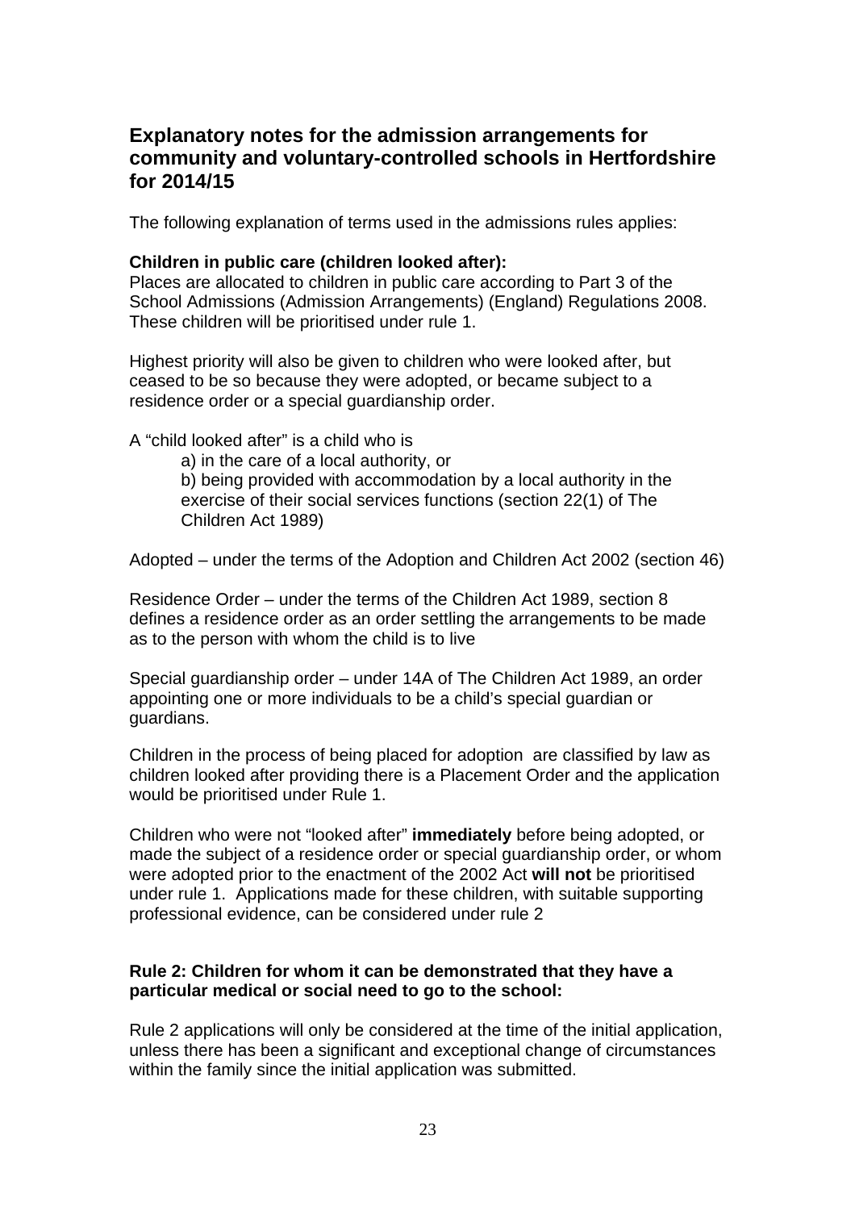## Explanatory notes for the admission arrangements for community and voluntary-controlled schools in Hertfordshire for 2014/15

The following explanation of terms used in the admissions rules applies:

**Children in public care (children looked after):**
Places are allocated to children in public care according to Part 3 of the School Admissions (Admission Arrangements) (England) Regulations 2008. These children will be prioritised under rule 1.

Highest priority will also be given to children who were looked after, but ceased to be so because they were adopted, or became subject to a residence order or a special guardianship order.

A "child looked after" is a child who is

a) in the care of a local authority, or
b) being provided with accommodation by a local authority in the exercise of their social services functions (section 22(1) of The Children Act 1989)

Adopted – under the terms of the Adoption and Children Act 2002 (section 46)

Residence Order – under the terms of the Children Act 1989, section 8 defines a residence order as an order settling the arrangements to be made as to the person with whom the child is to live

Special guardianship order – under 14A of The Children Act 1989, an order appointing one or more individuals to be a child's special guardian or guardians.

Children in the process of being placed for adoption are classified by law as children looked after providing there is a Placement Order and the application would be prioritised under Rule 1.

Children who were not "looked after" **immediately** before being adopted, or made the subject of a residence order or special guardianship order, or whom were adopted prior to the enactment of the 2002 Act **will not** be prioritised under rule 1. Applications made for these children, with suitable supporting professional evidence, can be considered under rule 2

**Rule 2: Children for whom it can be demonstrated that they have a particular medical or social need to go to the school:**

Rule 2 applications will only be considered at the time of the initial application, unless there has been a significant and exceptional change of circumstances within the family since the initial application was submitted.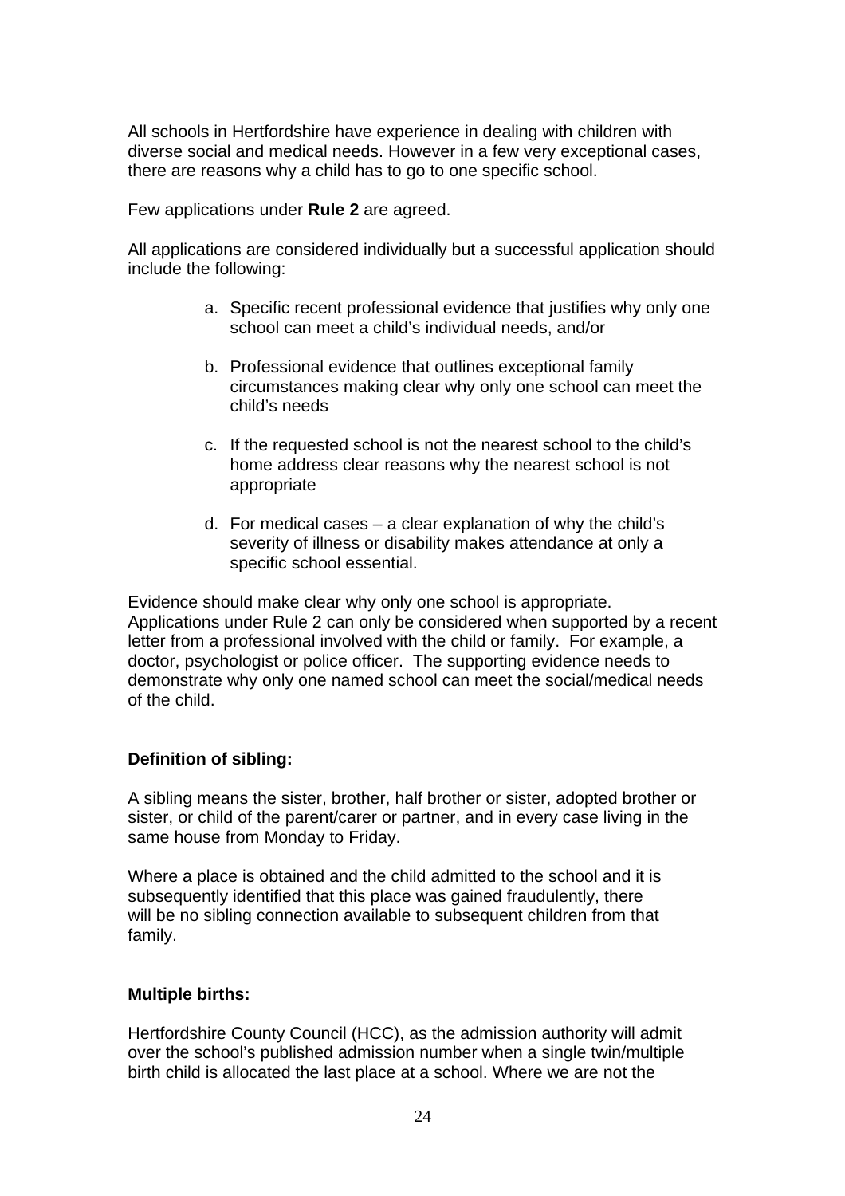All schools in Hertfordshire have experience in dealing with children with diverse social and medical needs. However in a few very exceptional cases, there are reasons why a child has to go to one specific school.

Few applications under **Rule 2** are agreed.

All applications are considered individually but a successful application should include the following:

a. Specific recent professional evidence that justifies why only one school can meet a child's individual needs, and/or

b. Professional evidence that outlines exceptional family circumstances making clear why only one school can meet the child's needs

c. If the requested school is not the nearest school to the child's home address clear reasons why the nearest school is not appropriate

d. For medical cases – a clear explanation of why the child's severity of illness or disability makes attendance at only a specific school essential.

Evidence should make clear why only one school is appropriate. Applications under Rule 2 can only be considered when supported by a recent letter from a professional involved with the child or family. For example, a doctor, psychologist or police officer. The supporting evidence needs to demonstrate why only one named school can meet the social/medical needs of the child.

**Definition of sibling:**

A sibling means the sister, brother, half brother or sister, adopted brother or sister, or child of the parent/carer or partner, and in every case living in the same house from Monday to Friday.

Where a place is obtained and the child admitted to the school and it is subsequently identified that this place was gained fraudulently, there will be no sibling connection available to subsequent children from that family.

**Multiple births:**

Hertfordshire County Council (HCC), as the admission authority will admit over the school's published admission number when a single twin/multiple birth child is allocated the last place at a school. Where we are not the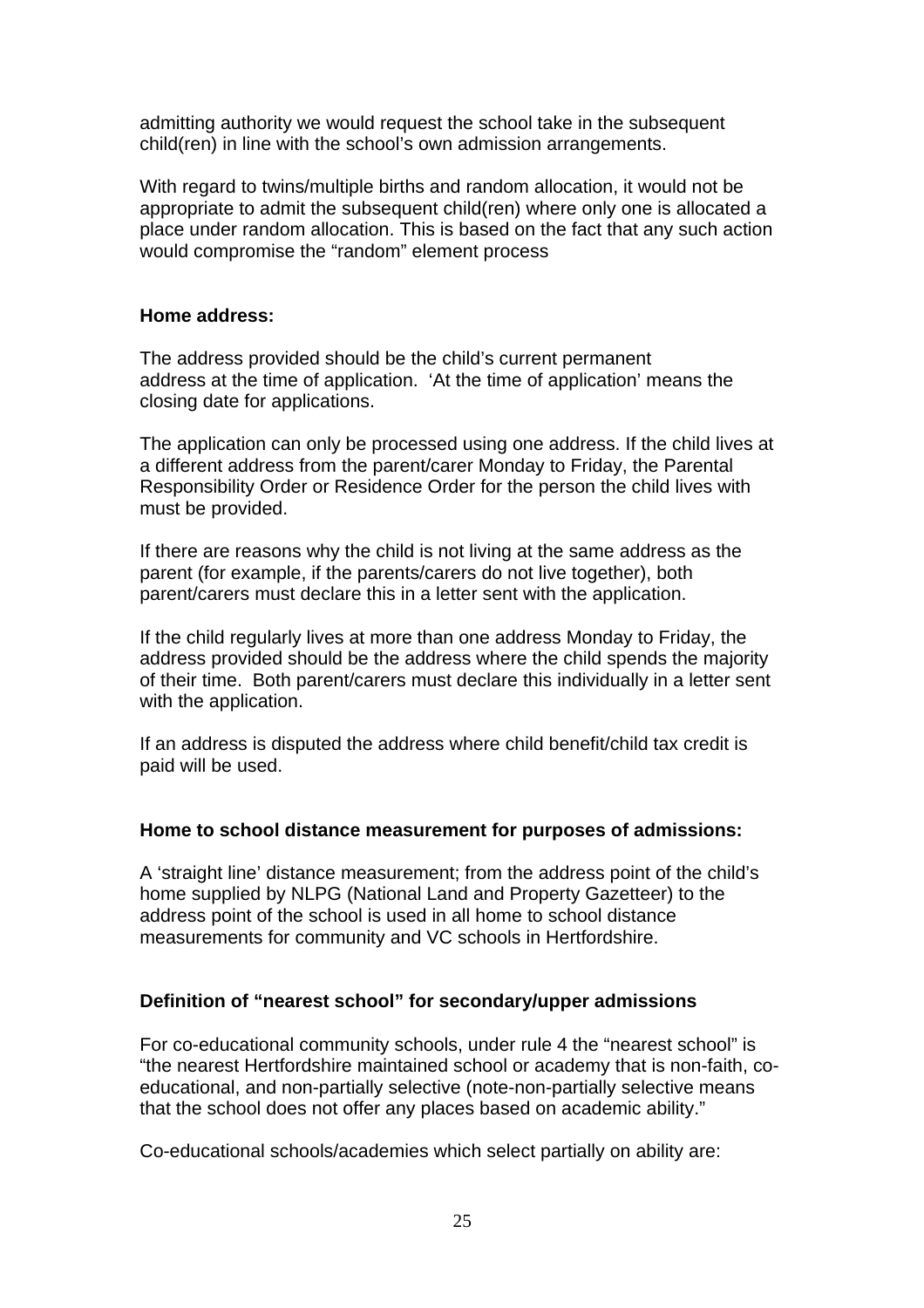admitting authority we would request the school take in the subsequent child(ren) in line with the school's own admission arrangements.

With regard to twins/multiple births and random allocation, it would not be appropriate to admit the subsequent child(ren) where only one is allocated a place under random allocation. This is based on the fact that any such action would compromise the "random" element process

**Home address:**

The address provided should be the child's current permanent address at the time of application. 'At the time of application' means the closing date for applications.

The application can only be processed using one address. If the child lives at a different address from the parent/carer Monday to Friday, the Parental Responsibility Order or Residence Order for the person the child lives with must be provided.

If there are reasons why the child is not living at the same address as the parent (for example, if the parents/carers do not live together), both parent/carers must declare this in a letter sent with the application.

If the child regularly lives at more than one address Monday to Friday, the address provided should be the address where the child spends the majority of their time. Both parent/carers must declare this individually in a letter sent with the application.

If an address is disputed the address where child benefit/child tax credit is paid will be used.

**Home to school distance measurement for purposes of admissions:**

A 'straight line' distance measurement; from the address point of the child's home supplied by NLPG (National Land and Property Gazetteer) to the address point of the school is used in all home to school distance measurements for community and VC schools in Hertfordshire.

**Definition of "nearest school" for secondary/upper admissions**

For co-educational community schools, under rule 4 the "nearest school" is "the nearest Hertfordshire maintained school or academy that is non-faith, co-educational, and non-partially selective (note-non-partially selective means that the school does not offer any places based on academic ability."

Co-educational schools/academies which select partially on ability are: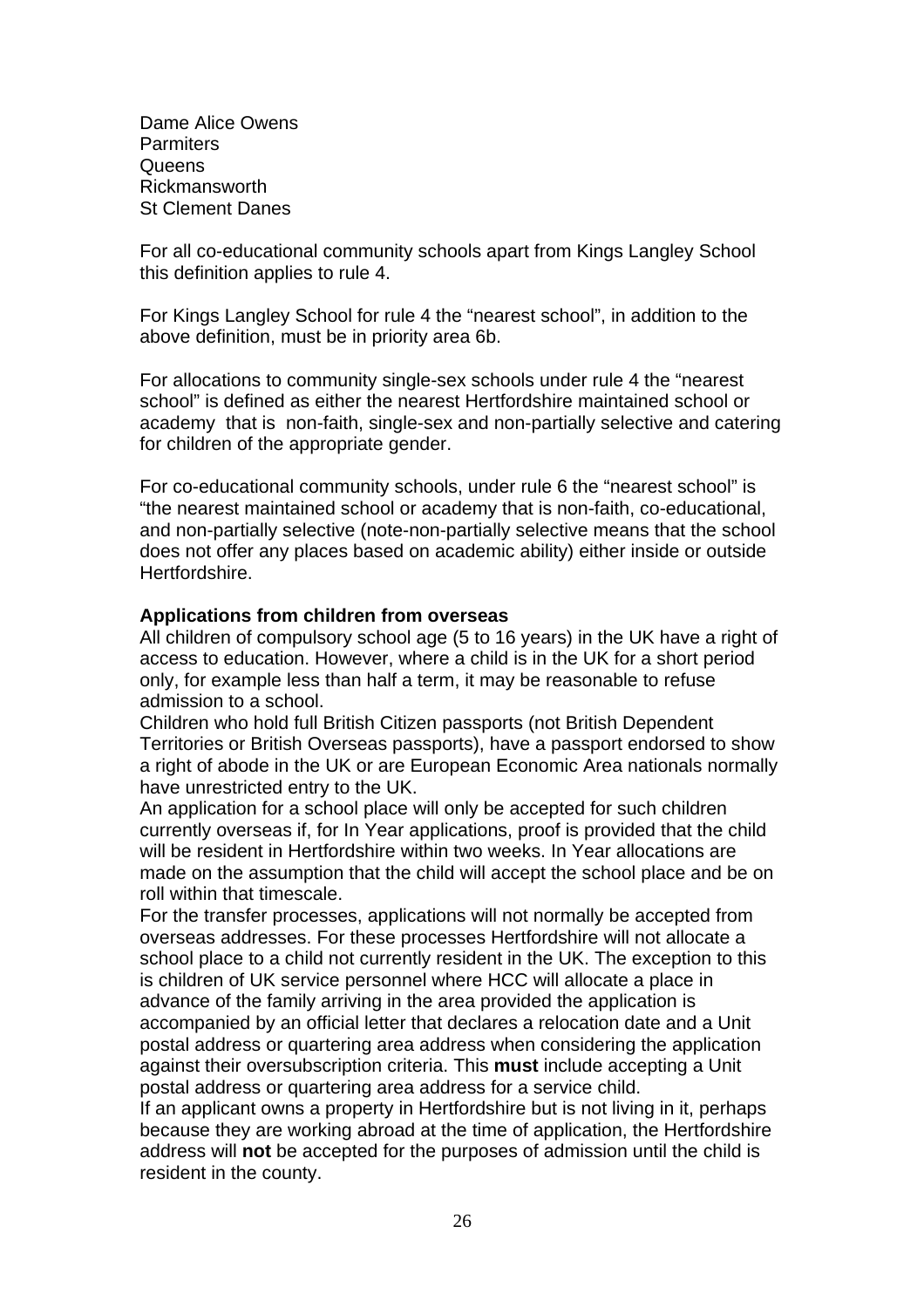Dame Alice Owens
Parmiters
Queens
Rickmansworth
St Clement Danes

For all co-educational community schools apart from Kings Langley School this definition applies to rule 4.

For Kings Langley School for rule 4 the "nearest school", in addition to the above definition, must be in priority area 6b.

For allocations to community single-sex schools under rule 4 the "nearest school" is defined as either the nearest Hertfordshire maintained school or academy that is non-faith, single-sex and non-partially selective and catering for children of the appropriate gender.

For co-educational community schools, under rule 6 the "nearest school" is "the nearest maintained school or academy that is non-faith, co-educational, and non-partially selective (note-non-partially selective means that the school does not offer any places based on academic ability) either inside or outside Hertfordshire.

**Applications from children from overseas**

All children of compulsory school age (5 to 16 years) in the UK have a right of access to education. However, where a child is in the UK for a short period only, for example less than half a term, it may be reasonable to refuse admission to a school.

Children who hold full British Citizen passports (not British Dependent Territories or British Overseas passports), have a passport endorsed to show a right of abode in the UK or are European Economic Area nationals normally have unrestricted entry to the UK.

An application for a school place will only be accepted for such children currently overseas if, for In Year applications, proof is provided that the child will be resident in Hertfordshire within two weeks. In Year allocations are made on the assumption that the child will accept the school place and be on roll within that timescale.

For the transfer processes, applications will not normally be accepted from overseas addresses. For these processes Hertfordshire will not allocate a school place to a child not currently resident in the UK. The exception to this is children of UK service personnel where HCC will allocate a place in advance of the family arriving in the area provided the application is accompanied by an official letter that declares a relocation date and a Unit postal address or quartering area address when considering the application against their oversubscription criteria. This **must** include accepting a Unit postal address or quartering area address for a service child.

If an applicant owns a property in Hertfordshire but is not living in it, perhaps because they are working abroad at the time of application, the Hertfordshire address will **not** be accepted for the purposes of admission until the child is resident in the county.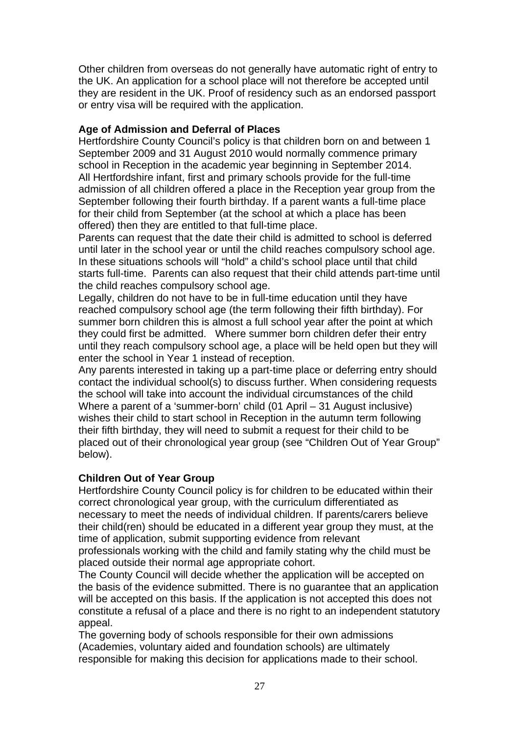Other children from overseas do not generally have automatic right of entry to the UK. An application for a school place will not therefore be accepted until they are resident in the UK. Proof of residency such as an endorsed passport or entry visa will be required with the application.

**Age of Admission and Deferral of Places**

Hertfordshire County Council's policy is that children born on and between 1 September 2009 and 31 August 2010 would normally commence primary school in Reception in the academic year beginning in September 2014. All Hertfordshire infant, first and primary schools provide for the full-time admission of all children offered a place in the Reception year group from the September following their fourth birthday. If a parent wants a full-time place for their child from September (at the school at which a place has been offered) then they are entitled to that full-time place.

Parents can request that the date their child is admitted to school is deferred until later in the school year or until the child reaches compulsory school age. In these situations schools will "hold" a child's school place until that child starts full-time. Parents can also request that their child attends part-time until the child reaches compulsory school age.

Legally, children do not have to be in full-time education until they have reached compulsory school age (the term following their fifth birthday). For summer born children this is almost a full school year after the point at which they could first be admitted. Where summer born children defer their entry until they reach compulsory school age, a place will be held open but they will enter the school in Year 1 instead of reception.

Any parents interested in taking up a part-time place or deferring entry should contact the individual school(s) to discuss further. When considering requests the school will take into account the individual circumstances of the child Where a parent of a 'summer-born' child (01 April – 31 August inclusive) wishes their child to start school in Reception in the autumn term following their fifth birthday, they will need to submit a request for their child to be placed out of their chronological year group (see "Children Out of Year Group" below).

**Children Out of Year Group**

Hertfordshire County Council policy is for children to be educated within their correct chronological year group, with the curriculum differentiated as necessary to meet the needs of individual children. If parents/carers believe their child(ren) should be educated in a different year group they must, at the time of application, submit supporting evidence from relevant professionals working with the child and family stating why the child must be placed outside their normal age appropriate cohort.

The County Council will decide whether the application will be accepted on the basis of the evidence submitted. There is no guarantee that an application will be accepted on this basis. If the application is not accepted this does not constitute a refusal of a place and there is no right to an independent statutory appeal.

The governing body of schools responsible for their own admissions (Academies, voluntary aided and foundation schools) are ultimately responsible for making this decision for applications made to their school.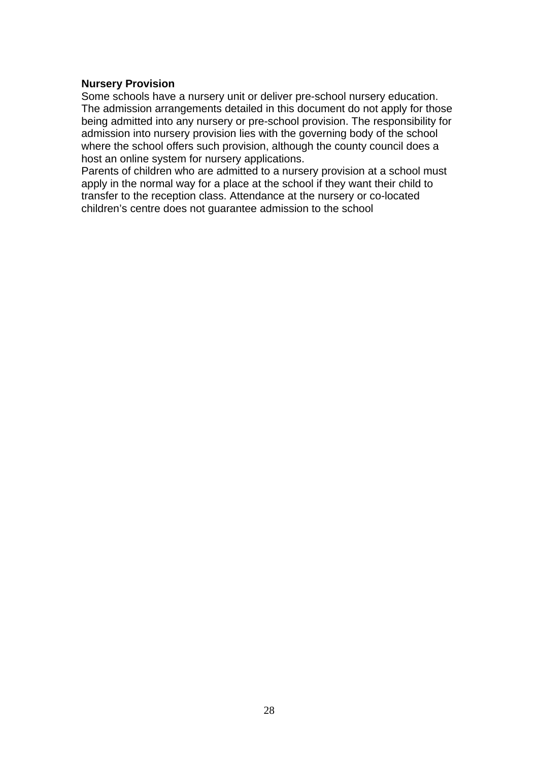**Nursery Provision**

Some schools have a nursery unit or deliver pre-school nursery education. The admission arrangements detailed in this document do not apply for those being admitted into any nursery or pre-school provision. The responsibility for admission into nursery provision lies with the governing body of the school where the school offers such provision, although the county council does a host an online system for nursery applications.

Parents of children who are admitted to a nursery provision at a school must apply in the normal way for a place at the school if they want their child to transfer to the reception class. Attendance at the nursery or co-located children's centre does not guarantee admission to the school